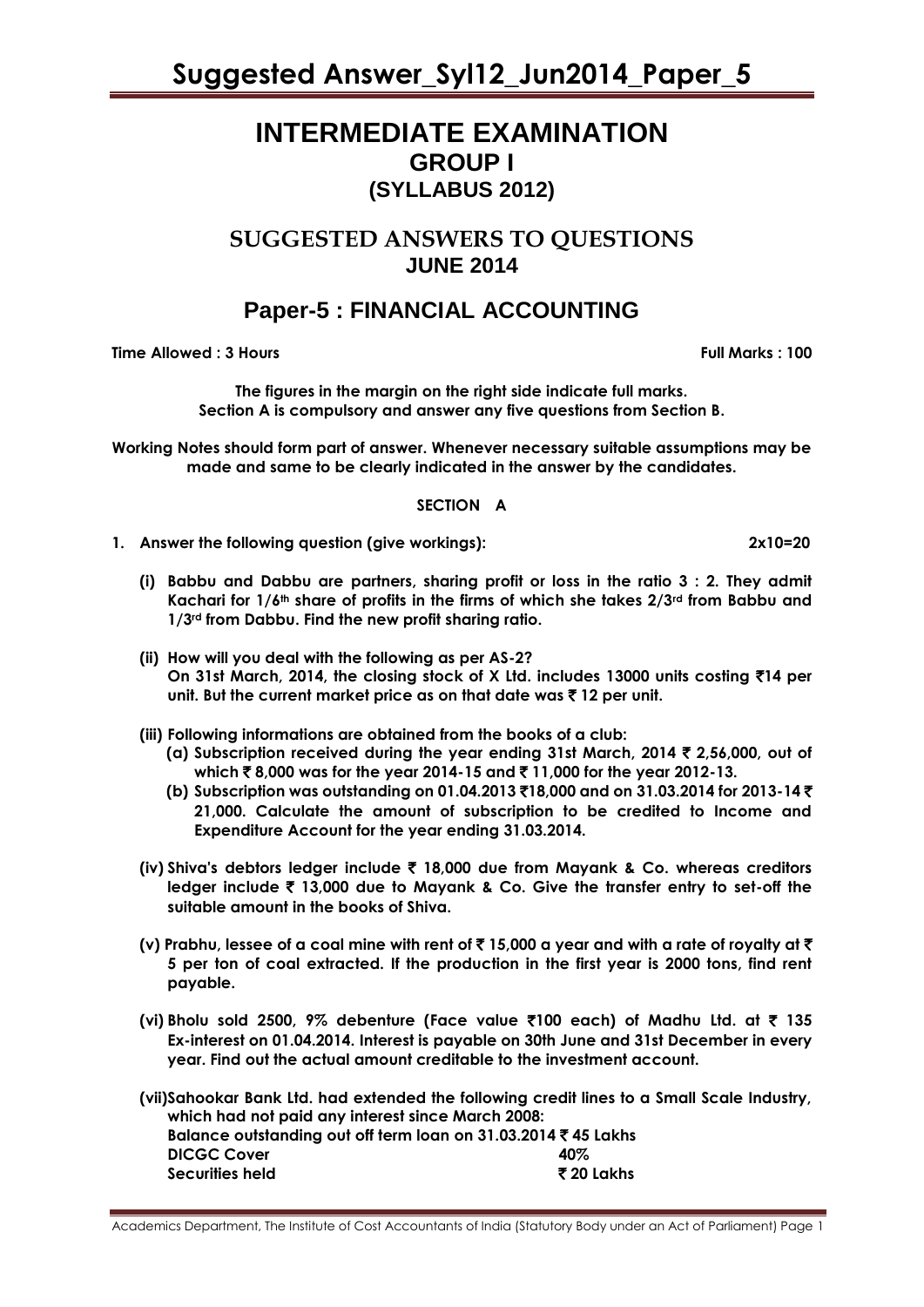# INTERMEDIATE EXAMINATION
## GROUP I
## (SYLLABUS 2012)

## SUGGESTED ANSWERS TO QUESTIONS
## JUNE 2014

## Paper-5 : FINANCIAL ACCOUNTING

**Time Allowed : 3 Hours** **Full Marks : 100**

**The figures in the margin on the right side indicate full marks.**
**Section A is compulsory and answer any five questions from Section B.**

**Working Notes should form part of answer. Whenever necessary suitable assumptions may be made and same to be clearly indicated in the answer by the candidates.**

### SECTION A

**1. Answer the following question (give workings): 2x10=20**

**(i) Babbu and Dabbu are partners, sharing profit or loss in the ratio 3 : 2. They admit Kachari for 1/6th share of profits in the firms of which she takes 2/3rd from Babbu and 1/3rd from Dabbu. Find the new profit sharing ratio.**

**(ii) How will you deal with the following as per AS-2?**
**On 31st March, 2014, the closing stock of X Ltd. includes 13000 units costing ₹14 per unit. But the current market price as on that date was ₹ 12 per unit.**

**(iii) Following informations are obtained from the books of a club:**

**(a) Subscription received during the year ending 31st March, 2014 ₹ 2,56,000, out of which ₹ 8,000 was for the year 2014-15 and ₹ 11,000 for the year 2012-13.**

**(b) Subscription was outstanding on 01.04.2013 ₹18,000 and on 31.03.2014 for 2013-14 ₹ 21,000. Calculate the amount of subscription to be credited to Income and Expenditure Account for the year ending 31.03.2014.**

**(iv) Shiva's debtors ledger include ₹ 18,000 due from Mayank & Co. whereas creditors ledger include ₹ 13,000 due to Mayank & Co. Give the transfer entry to set-off the suitable amount in the books of Shiva.**

**(v) Prabhu, lessee of a coal mine with rent of ₹ 15,000 a year and with a rate of royalty at ₹ 5 per ton of coal extracted. If the production in the first year is 2000 tons, find rent payable.**

**(vi) Bholu sold 2500, 9% debenture (Face value ₹100 each) of Madhu Ltd. at ₹ 135 Ex-interest on 01.04.2014. Interest is payable on 30th June and 31st December in every year. Find out the actual amount creditable to the investment account.**

**(vii) Sahookar Bank Ltd. had extended the following credit lines to a Small Scale Industry, which had not paid any interest since March 2008:**

| | |
|---|---|
| **Balance outstanding out off term loan on 31.03.2014** | **₹ 45 Lakhs** |
| **DICGC Cover** | **40%** |
| **Securities held** | **₹ 20 Lakhs** |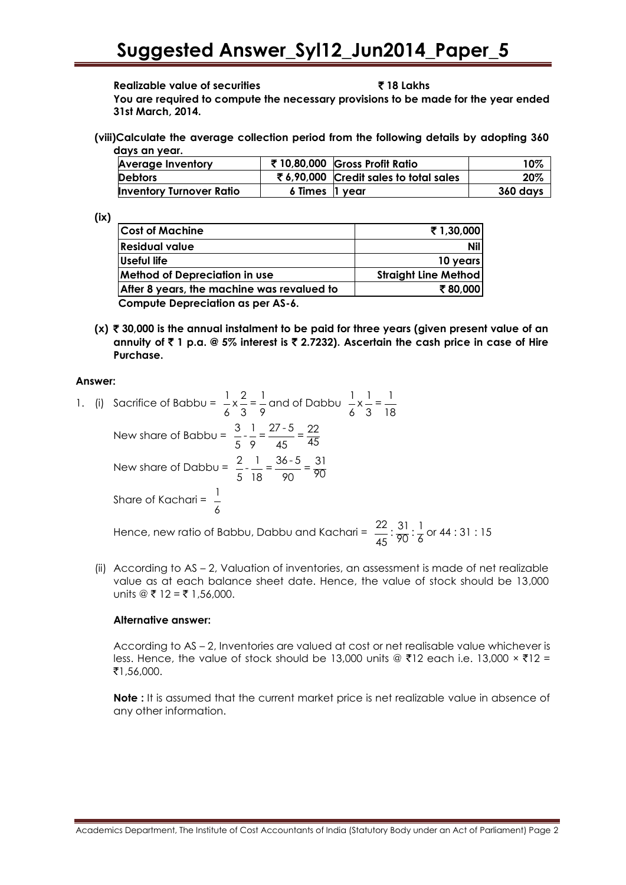**Realizable value of securities ₹ 18 Lakhs**

**You are required to compute the necessary provisions to be made for the year ended 31st March, 2014.**

**(viii)Calculate the average collection period from the following details by adopting 360 days an year.**

| **Average Inventory** | **₹ 10,80,000** | **Gross Profit Ratio** | **10%** |
|---|---|---|---|
| **Debtors** | **₹ 6,90,000** | **Credit sales to total sales** | **20%** |
| **Inventory Turnover Ratio** | **6 Times** | **1 year** | **360 days** |

**(ix)**

| **Cost of Machine** | **₹ 1,30,000** |
|---|---|
| **Residual value** | **Nil** |
| **Useful life** | **10 years** |
| **Method of Depreciation in use** | **Straight Line Method** |
| **After 8 years, the machine was revalued to** | **₹ 80,000** |

**Compute Depreciation as per AS-6.**

**(x) ₹ 30,000 is the annual instalment to be paid for three years (given present value of an annuity of ₹ 1 p.a. @ 5% interest is ₹ 2.7232). Ascertain the cash price in case of Hire Purchase.**

**Answer:**

1. (i) Sacrifice of Babbu = $\frac{1}{6} \times \frac{2}{3} = \frac{1}{9}$ and of Dabbu $\frac{1}{6} \times \frac{1}{3} = \frac{1}{18}$

New share of Babbu = $\frac{3}{5} - \frac{1}{9} = \frac{27-5}{45} = \frac{22}{45}$

New share of Dabbu = $\frac{2}{5} - \frac{1}{18} = \frac{36-5}{90} = \frac{31}{90}$

Share of Kachari = $\frac{1}{6}$

Hence, new ratio of Babbu, Dabbu and Kachari = $\frac{22}{45} : \frac{31}{90} : \frac{1}{6}$ or 44 : 31 : 15

(ii) According to AS – 2, Valuation of inventories, an assessment is made of net realizable value as at each balance sheet date. Hence, the value of stock should be 13,000 units @ ₹ 12 = ₹ 1,56,000.

**Alternative answer:**

According to AS – 2, Inventories are valued at cost or net realisable value whichever is less. Hence, the value of stock should be 13,000 units @ ₹12 each i.e. 13,000 × ₹12 = ₹1,56,000.

**Note :** It is assumed that the current market price is net realizable value in absence of any other information.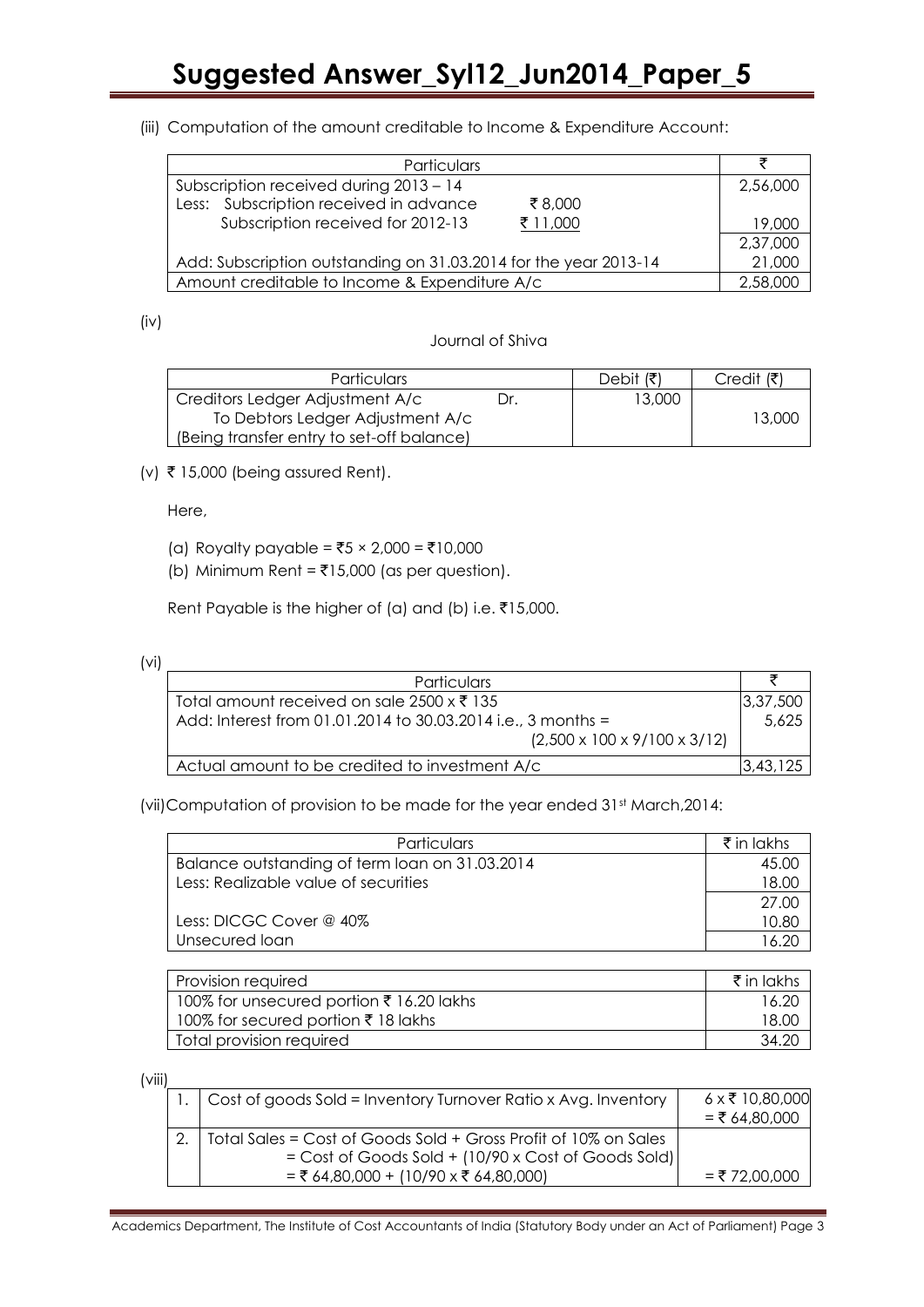(iii) Computation of the amount creditable to Income & Expenditure Account:

| Particulars | | ₹ |
|---|---|---|
| Subscription received during 2013 – 14 | | 2,56,000 |
| Less: Subscription received in advance | ₹ 8,000 | |
| Subscription received for 2012-13 | ₹ 11,000 | 19,000 |
| | | 2,37,000 |
| Add: Subscription outstanding on 31.03.2014 for the year 2013-14 | | 21,000 |
| Amount creditable to Income & Expenditure A/c | | 2,58,000 |

(iv)

Journal of Shiva

| Particulars | | Debit (₹) | Credit (₹) |
|---|---|---|---|
| Creditors Ledger Adjustment A/c | Dr. | 13,000 | |
| To Debtors Ledger Adjustment A/c | | | 13,000 |
| (Being transfer entry to set-off balance) | | | |

(v) ₹ 15,000 (being assured Rent).

Here,

(a) Royalty payable = ₹5 × 2,000 = ₹10,000

(b) Minimum Rent = ₹15,000 (as per question).

Rent Payable is the higher of (a) and (b) i.e. ₹15,000.

(vi)

| Particulars | ₹ |
|---|---|
| Total amount received on sale 2500 x ₹ 135 | 3,37,500 |
| Add: Interest from 01.01.2014 to 30.03.2014 i.e., 3 months = (2,500 x 100 x 9/100 x 3/12) | 5,625 |
| Actual amount to be credited to investment A/c | 3,43,125 |

(vii) Computation of provision to be made for the year ended 31st March,2014:

| Particulars | ₹ in lakhs |
|---|---|
| Balance outstanding of term loan on 31.03.2014 | 45.00 |
| Less: Realizable value of securities | 18.00 |
| | 27.00 |
| Less: DICGC Cover @ 40% | 10.80 |
| Unsecured loan | 16.20 |

| Provision required | ₹ in lakhs |
|---|---|
| 100% for unsecured portion ₹ 16.20 lakhs | 16.20 |
| 100% for secured portion ₹ 18 lakhs | 18.00 |
| Total provision required | 34.20 |

(viii)

| | | |
|---|---|---|
| 1. | Cost of goods Sold = Inventory Turnover Ratio x Avg. Inventory | 6 x ₹ 10,80,000 = ₹ 64,80,000 |
| 2. | Total Sales = Cost of Goods Sold + Gross Profit of 10% on Sales = Cost of Goods Sold + (10/90 x Cost of Goods Sold) = ₹ 64,80,000 + (10/90 x ₹ 64,80,000) | = ₹ 72,00,000 |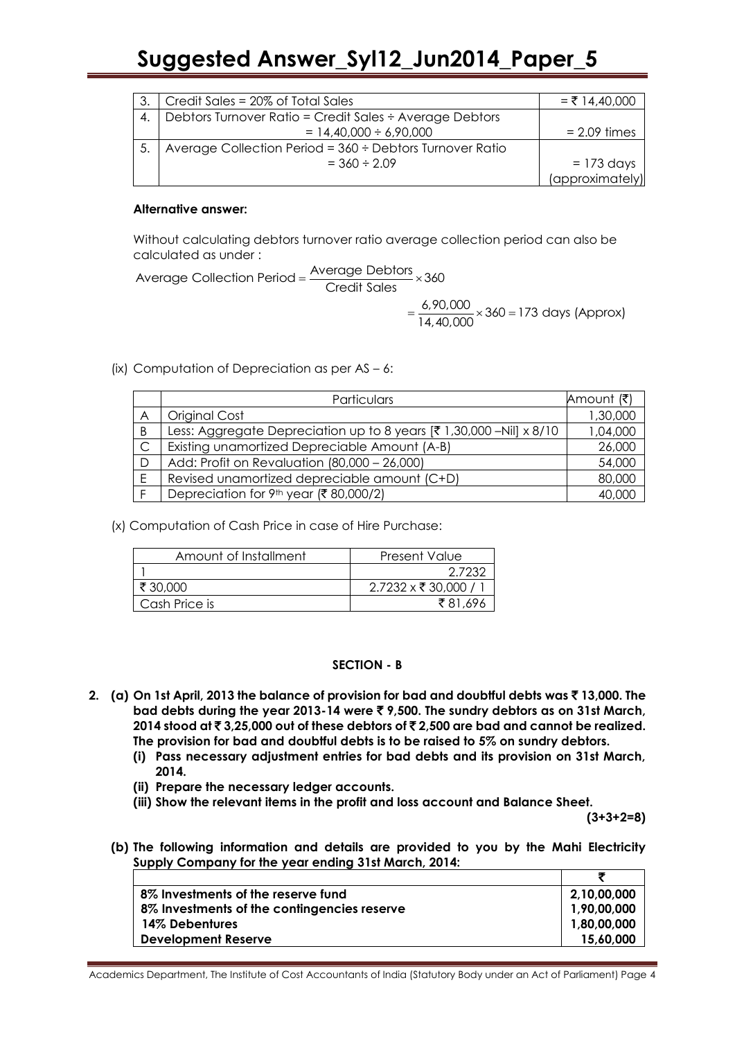| 3. | Credit Sales = 20% of Total Sales | = ₹ 14,40,000 |
|---|---|---|
| 4. | Debtors Turnover Ratio = Credit Sales ÷ Average Debtors<br>= 14,40,000 ÷ 6,90,000 | = 2.09 times |
| 5. | Average Collection Period = 360 ÷ Debtors Turnover Ratio<br>= 360 ÷ 2.09 | = 173 days (approximately) |

**Alternative answer:**

Without calculating debtors turnover ratio average collection period can also be calculated as under :

$$\text{Average Collection Period} = \frac{\text{Average Debtors}}{\text{Credit Sales}} \times 360$$

$$= \frac{6,90,000}{14,40,000} \times 360 = 173 \text{ days (Approx)}$$

(ix) Computation of Depreciation as per AS – 6:

| | Particulars | Amount (₹) |
|---|---|---|
| A | Original Cost | 1,30,000 |
| B | Less: Aggregate Depreciation up to 8 years [₹ 1,30,000 –Nil] x 8/10 | 1,04,000 |
| C | Existing unamortized Depreciable Amount (A-B) | 26,000 |
| D | Add: Profit on Revaluation (80,000 – 26,000) | 54,000 |
| E | Revised unamortized depreciable amount (C+D) | 80,000 |
| F | Depreciation for 9th year (₹ 80,000/2) | 40,000 |

(x) Computation of Cash Price in case of Hire Purchase:

| Amount of Installment | Present Value |
|---|---|
| 1 | 2.7232 |
| ₹ 30,000 | 2.7232 x ₹ 30,000 / 1 |
| Cash Price is | ₹ 81,696 |

## SECTION - B

**2. (a) On 1st April, 2013 the balance of provision for bad and doubtful debts was ₹ 13,000. The bad debts during the year 2013-14 were ₹ 9,500. The sundry debtors as on 31st March, 2014 stood at ₹ 3,25,000 out of these debtors of ₹ 2,500 are bad and cannot be realized. The provision for bad and doubtful debts is to be raised to 5% on sundry debtors.**

**(i) Pass necessary adjustment entries for bad debts and its provision on 31st March, 2014.**

**(ii) Prepare the necessary ledger accounts.**

**(iii) Show the relevant items in the profit and loss account and Balance Sheet.**

**(3+3+2=8)**

**(b) The following information and details are provided to you by the Mahi Electricity Supply Company for the year ending 31st March, 2014:**

| | ₹ |
|---|---|
| **8% Investments of the reserve fund** | **2,10,00,000** |
| **8% Investments of the contingencies reserve** | **1,90,00,000** |
| **14% Debentures** | **1,80,00,000** |
| **Development Reserve** | **15,60,000** |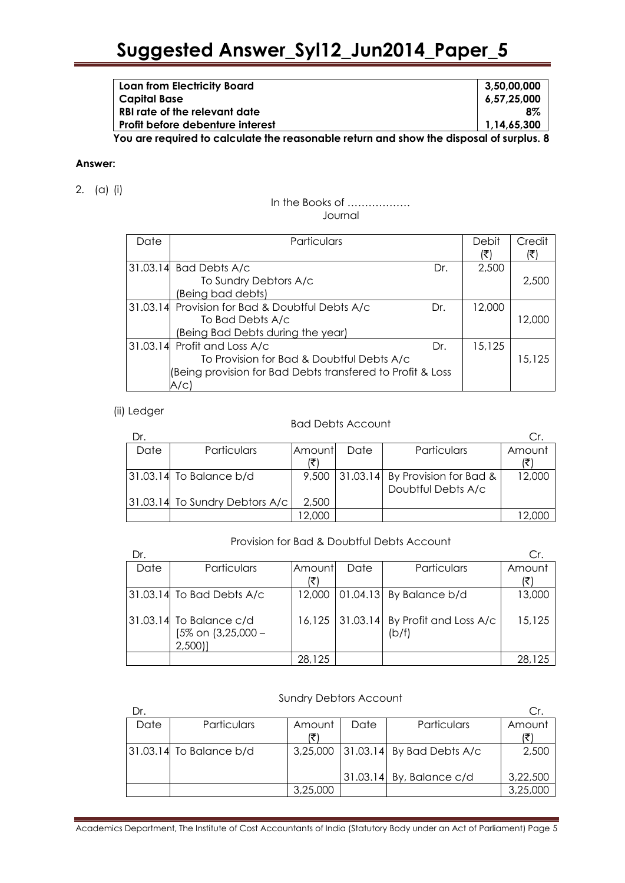| | |
|---|---|
| **Loan from Electricity Board** | **3,50,00,000** |
| **Capital Base** | **6,57,25,000** |
| **RBI rate of the relevant date** | **8%** |
| **Profit before debenture interest** | **1,14,65,300** |

**You are required to calculate the reasonable return and show the disposal of surplus. 8**

**Answer:**

2. (a) (i)

In the Books of ………………

Journal

| Date | Particulars | | Debit (₹) | Credit (₹) |
|---|---|---|---|---|
| 31.03.14 | Bad Debts A/c<br>To Sundry Debtors A/c<br>(Being bad debts) | Dr. | 2,500 | 2,500 |
| 31.03.14 | Provision for Bad & Doubtful Debts A/c<br>To Bad Debts A/c<br>(Being Bad Debts during the year) | Dr. | 12,000 | 12,000 |
| 31.03.14 | Profit and Loss A/c<br>To Provision for Bad & Doubtful Debts A/c<br>(Being provision for Bad Debts transfered to Profit & Loss A/c) | Dr. | 15,125 | 15,125 |

(ii) Ledger

Bad Debts Account

| Dr. | | | | | Cr. |
|---|---|---|---|---|---|
| Date | Particulars | Amount (₹) | Date | Particulars | Amount (₹) |
| 31.03.14 | To Balance b/d | 9,500 | 31.03.14 | By Provision for Bad & Doubtful Debts A/c | 12,000 |
| 31.03.14 | To Sundry Debtors A/c | 2,500 | | | |
| | | 12,000 | | | 12,000 |

Provision for Bad & Doubtful Debts Account

| Dr. | | | | | Cr. |
|---|---|---|---|---|---|
| Date | Particulars | Amount (₹) | Date | Particulars | Amount (₹) |
| 31.03.14 | To Bad Debts A/c | 12,000 | 01.04.13 | By Balance b/d | 13,000 |
| 31.03.14 | To Balance c/d [5% on (3,25,000 – 2,500)] | 16,125 | 31.03.14 | By Profit and Loss A/c (b/f) | 15,125 |
| | | 28,125 | | | 28,125 |

Sundry Debtors Account

| Dr. | | | | | Cr. |
|---|---|---|---|---|---|
| Date | Particulars | Amount (₹) | Date | Particulars | Amount (₹) |
| 31.03.14 | To Balance b/d | 3,25,000 | 31.03.14 | By Bad Debts A/c | 2,500 |
| | | | 31.03.14 | By, Balance c/d | 3,22,500 |
| | | 3,25,000 | | | 3,25,000 |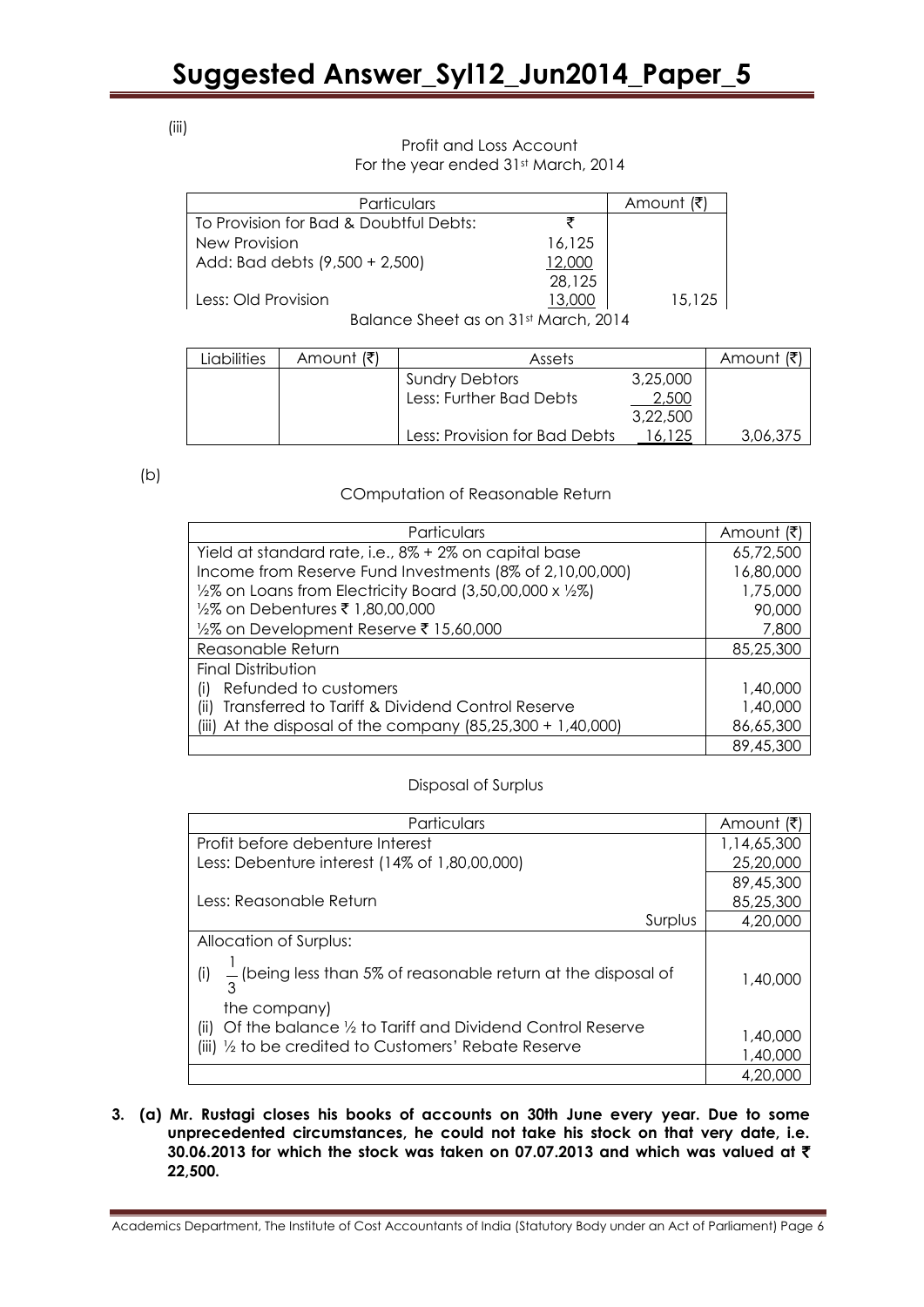(iii)

Profit and Loss Account
For the year ended 31st March, 2014

| Particulars | | Amount (₹) |
|---|---|---|
| To Provision for Bad & Doubtful Debts: | ₹ | |
| New Provision | 16,125 | |
| Add: Bad debts (9,500 + 2,500) | 12,000 | |
| | 28,125 | |
| Less: Old Provision | 13,000 | 15,125 |

Balance Sheet as on 31st March, 2014

| Liabilities | Amount (₹) | Assets | | Amount (₹) |
|---|---|---|---|---|
| | | Sundry Debtors | 3,25,000 | |
| | | Less: Further Bad Debts | 2,500 | |
| | | | 3,22,500 | |
| | | Less: Provision for Bad Debts | 16,125 | 3,06,375 |

(b)

COmputation of Reasonable Return

| Particulars | Amount (₹) |
|---|---|
| Yield at standard rate, i.e., 8% + 2% on capital base | 65,72,500 |
| Income from Reserve Fund Investments (8% of 2,10,00,000) | 16,80,000 |
| ½% on Loans from Electricity Board (3,50,00,000 x ½%) | 1,75,000 |
| ½% on Debentures ₹ 1,80,00,000 | 90,000 |
| ½% on Development Reserve ₹ 15,60,000 | 7,800 |
| Reasonable Return | 85,25,300 |
| Final Distribution | |
| (i) Refunded to customers | 1,40,000 |
| (ii) Transferred to Tariff & Dividend Control Reserve | 1,40,000 |
| (iii) At the disposal of the company (85,25,300 + 1,40,000) | 86,65,300 |
| | 89,45,300 |

Disposal of Surplus

| Particulars | Amount (₹) |
|---|---|
| Profit before debenture Interest | 1,14,65,300 |
| Less: Debenture interest (14% of 1,80,00,000) | 25,20,000 |
| | 89,45,300 |
| Less: Reasonable Return | 85,25,300 |
| Surplus | 4,20,000 |
| Allocation of Surplus: | |
| (i) $\frac{1}{3}$ (being less than 5% of reasonable return at the disposal of the company) | 1,40,000 |
| (ii) Of the balance ½ to Tariff and Dividend Control Reserve | 1,40,000 |
| (iii) ½ to be credited to Customers' Rebate Reserve | 1,40,000 |
| | 4,20,000 |

**3. (a) Mr. Rustagi closes his books of accounts on 30th June every year. Due to some unprecedented circumstances, he could not take his stock on that very date, i.e. 30.06.2013 for which the stock was taken on 07.07.2013 and which was valued at ₹ 22,500.**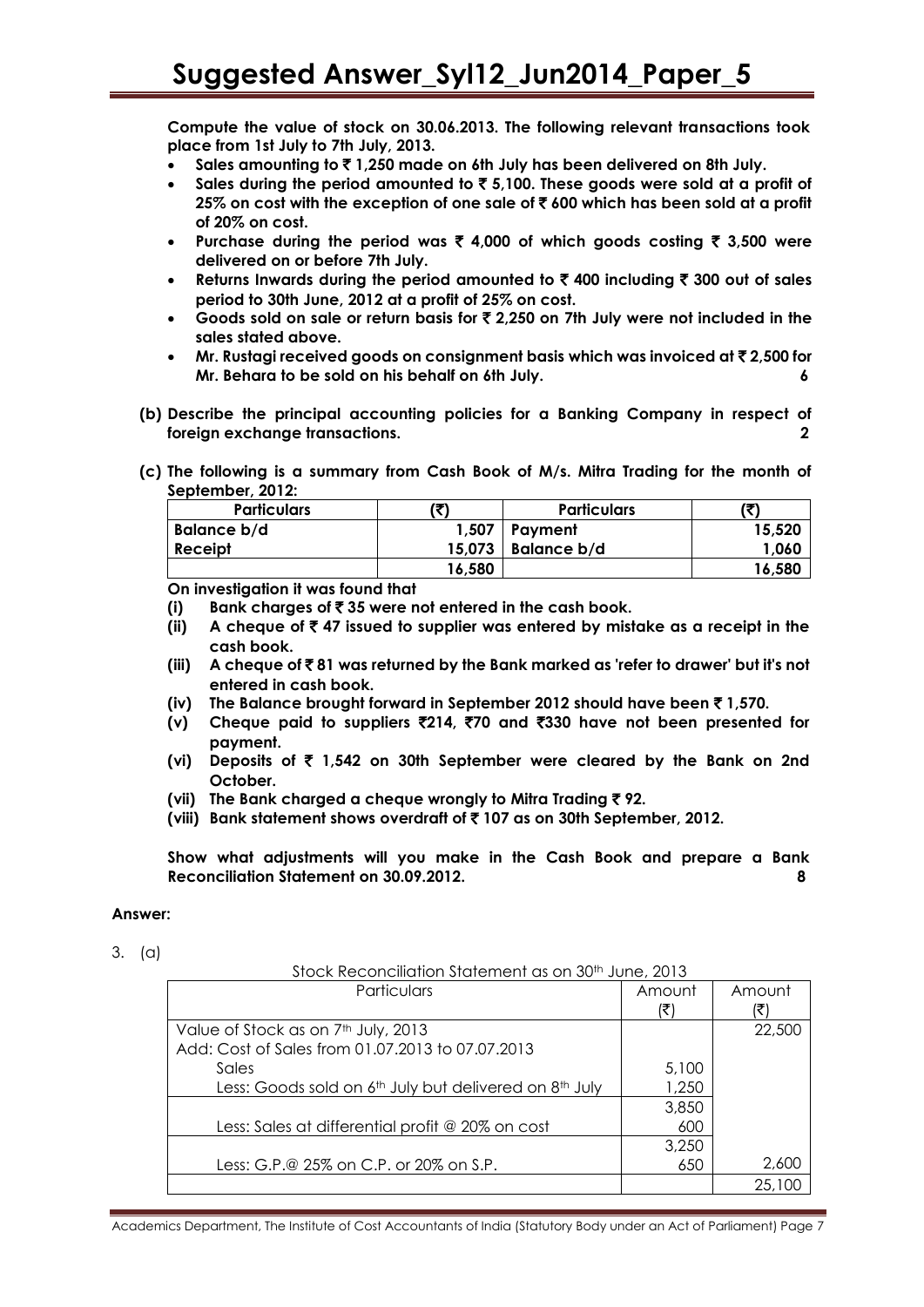**Compute the value of stock on 30.06.2013. The following relevant transactions took place from 1st July to 7th July, 2013.**

- **Sales amounting to ₹ 1,250 made on 6th July has been delivered on 8th July.**
- **Sales during the period amounted to ₹ 5,100. These goods were sold at a profit of 25% on cost with the exception of one sale of ₹ 600 which has been sold at a profit of 20% on cost.**
- **Purchase during the period was ₹ 4,000 of which goods costing ₹ 3,500 were delivered on or before 7th July.**
- **Returns Inwards during the period amounted to ₹ 400 including ₹ 300 out of sales period to 30th June, 2012 at a profit of 25% on cost.**
- **Goods sold on sale or return basis for ₹ 2,250 on 7th July were not included in the sales stated above.**
- **Mr. Rustagi received goods on consignment basis which was invoiced at ₹ 2,500 for Mr. Behara to be sold on his behalf on 6th July.** **6**

**(b) Describe the principal accounting policies for a Banking Company in respect of foreign exchange transactions.** **2**

**(c) The following is a summary from Cash Book of M/s. Mitra Trading for the month of September, 2012:**

| Particulars | (₹) | Particulars | (₹) |
|---|---|---|---|
| Balance b/d | 1,507 | Payment | 15,520 |
| Receipt | 15,073 | Balance b/d | 1,060 |
| | 16,580 | | 16,580 |

**On investigation it was found that**

**(i) Bank charges of ₹ 35 were not entered in the cash book.**

**(ii) A cheque of ₹ 47 issued to supplier was entered by mistake as a receipt in the cash book.**

**(iii) A cheque of ₹ 81 was returned by the Bank marked as 'refer to drawer' but it's not entered in cash book.**

**(iv) The Balance brought forward in September 2012 should have been ₹ 1,570.**

**(v) Cheque paid to suppliers ₹214, ₹70 and ₹330 have not been presented for payment.**

**(vi) Deposits of ₹ 1,542 on 30th September were cleared by the Bank on 2nd October.**

**(vii) The Bank charged a cheque wrongly to Mitra Trading ₹ 92.**

**(viii) Bank statement shows overdraft of ₹ 107 as on 30th September, 2012.**

**Show what adjustments will you make in the Cash Book and prepare a Bank Reconciliation Statement on 30.09.2012.** **8**

**Answer:**

3. (a)

Stock Reconciliation Statement as on 30th June, 2013

| Particulars | Amount (₹) | Amount (₹) |
|---|---|---|
| Value of Stock as on 7th July, 2013 | | 22,500 |
| Add: Cost of Sales from 01.07.2013 to 07.07.2013 | | |
| Sales | 5,100 | |
| Less: Goods sold on 6th July but delivered on 8th July | 1,250 | |
| | 3,850 | |
| Less: Sales at differential profit @ 20% on cost | 600 | |
| | 3,250 | |
| Less: G.P.@ 25% on C.P. or 20% on S.P. | 650 | 2,600 |
| | | 25,100 |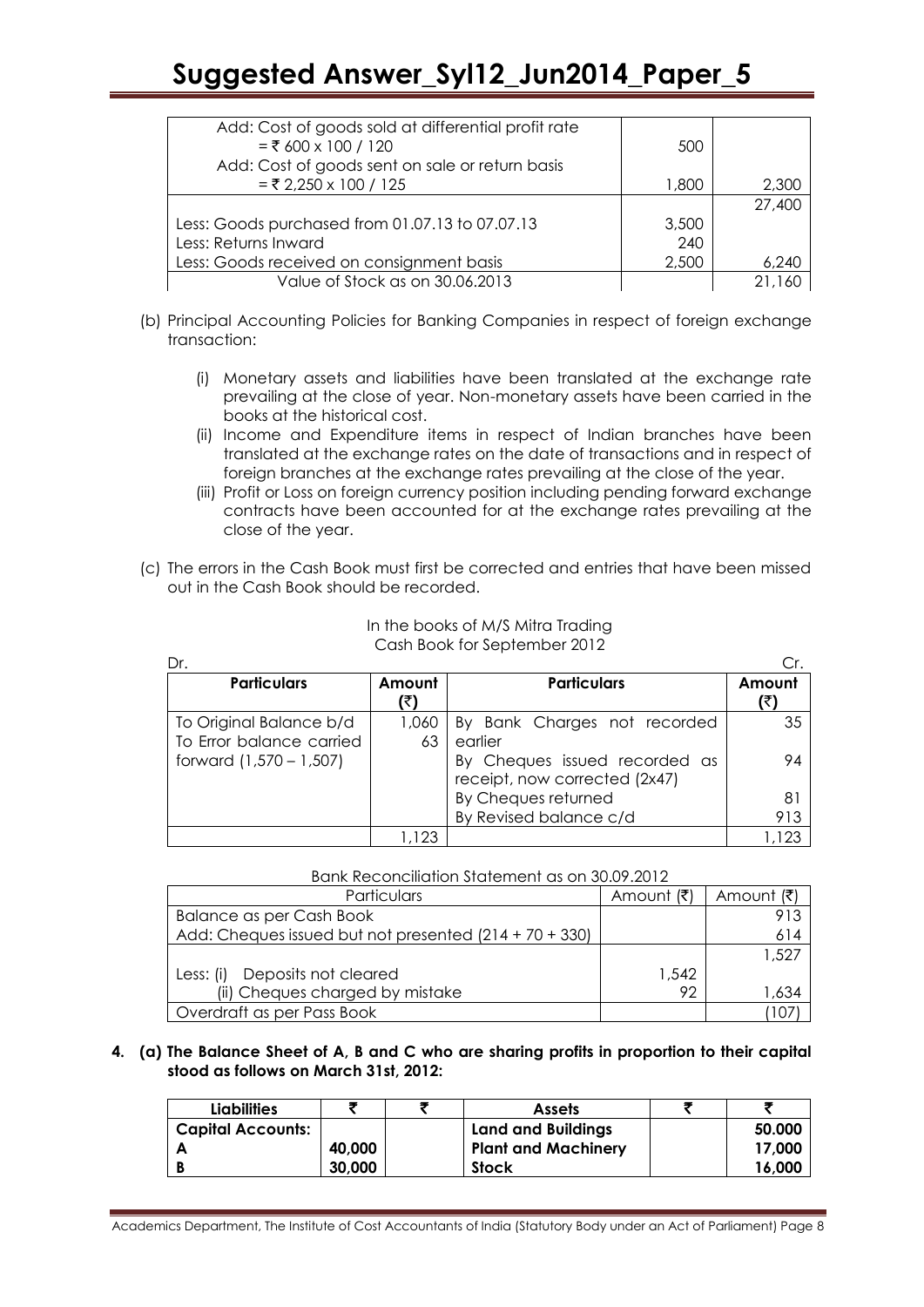| | | |
|---|---|---|
| Add: Cost of goods sold at differential profit rate | | |
| = ₹ 600 x 100 / 120 | 500 | |
| Add: Cost of goods sent on sale or return basis | | |
| = ₹ 2,250 x 100 / 125 | 1,800 | 2,300 |
| | | 27,400 |
| Less: Goods purchased from 01.07.13 to 07.07.13 | 3,500 | |
| Less: Returns Inward | 240 | |
| Less: Goods received on consignment basis | 2,500 | 6,240 |
| Value of Stock as on 30.06.2013 | | 21,160 |

(b) Principal Accounting Policies for Banking Companies in respect of foreign exchange transaction:

(i) Monetary assets and liabilities have been translated at the exchange rate prevailing at the close of year. Non-monetary assets have been carried in the books at the historical cost.

(ii) Income and Expenditure items in respect of Indian branches have been translated at the exchange rates on the date of transactions and in respect of foreign branches at the exchange rates prevailing at the close of the year.

(iii) Profit or Loss on foreign currency position including pending forward exchange contracts have been accounted for at the exchange rates prevailing at the close of the year.

(c) The errors in the Cash Book must first be corrected and entries that have been missed out in the Cash Book should be recorded.

In the books of M/S Mitra Trading
Cash Book for September 2012

Dr. Cr.

| Particulars | Amount (₹) | Particulars | Amount (₹) |
|---|---|---|---|
| To Original Balance b/d | 1,060 | By Bank Charges not recorded earlier | 35 |
| To Error balance carried forward (1,570 – 1,507) | 63 | By Cheques issued recorded as receipt, now corrected (2x47) | 94 |
| | | By Cheques returned | 81 |
| | | By Revised balance c/d | 913 |
| | 1,123 | | 1,123 |

Bank Reconciliation Statement as on 30.09.2012

| Particulars | Amount (₹) | Amount (₹) |
|---|---|---|
| Balance as per Cash Book | | 913 |
| Add: Cheques issued but not presented (214 + 70 + 330) | | 614 |
| | | 1,527 |
| Less: (i) Deposits not cleared | 1,542 | |
| (ii) Cheques charged by mistake | 92 | 1,634 |
| Overdraft as per Pass Book | | (107) |

**4. (a) The Balance Sheet of A, B and C who are sharing profits in proportion to their capital stood as follows on March 31st, 2012:**

| Liabilities | ₹ | ₹ | Assets | ₹ | ₹ |
|---|---|---|---|---|---|
| **Capital Accounts:** | | | **Land and Buildings** | | **50.000** |
| **A** | **40,000** | | **Plant and Machinery** | | **17,000** |
| **B** | **30,000** | | **Stock** | | **16,000** |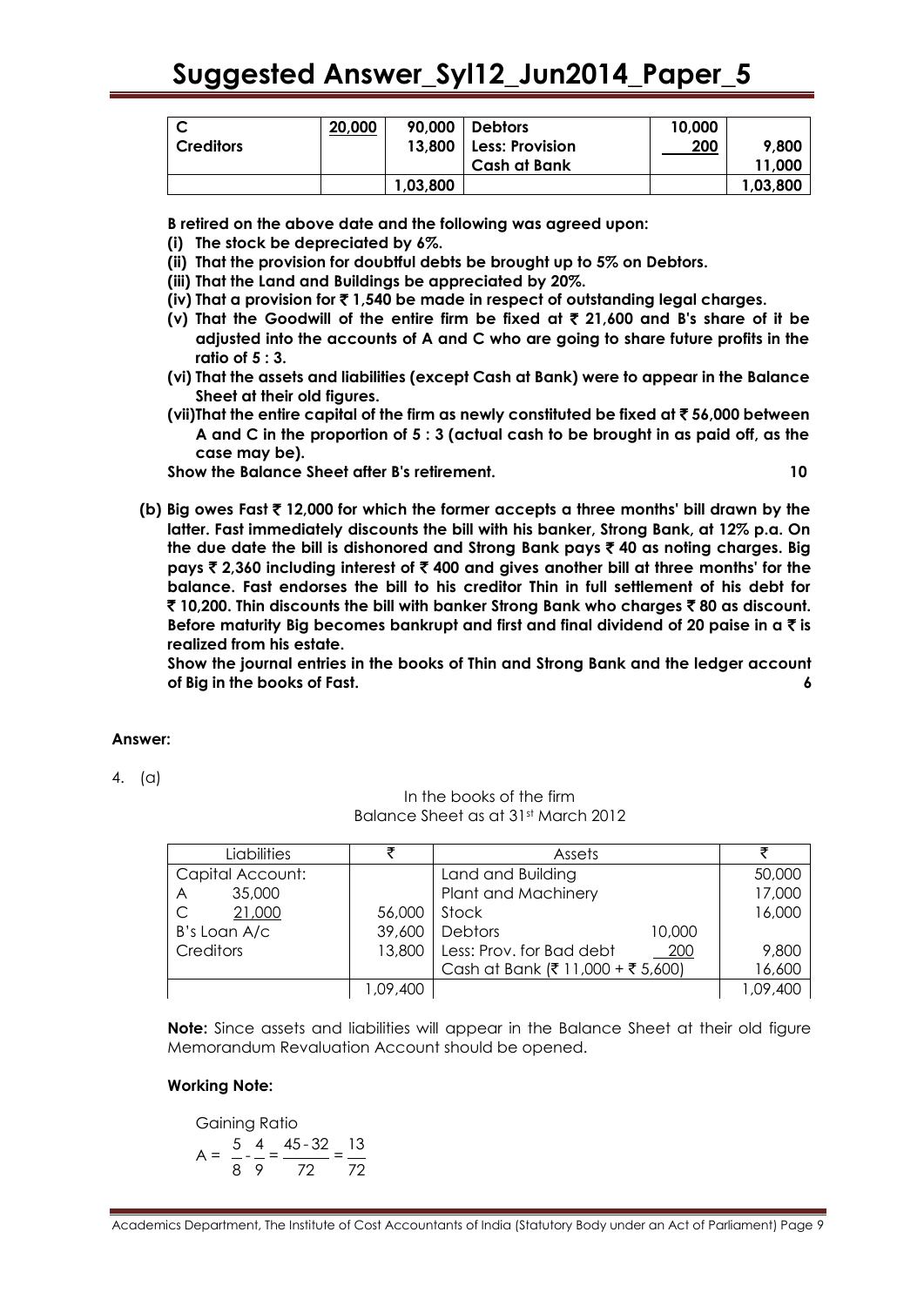| C | 20,000 | 90,000 | Debtors | 10,000 | |
|---|---|---|---|---|---|
| Creditors | | 13,800 | Less: Provision | 200 | 9,800 |
| | | | Cash at Bank | | 11,000 |
| | | 1,03,800 | | | 1,03,800 |

**B retired on the above date and the following was agreed upon:**

**(i) The stock be depreciated by 6%.**

**(ii) That the provision for doubtful debts be brought up to 5% on Debtors.**

**(iii) That the Land and Buildings be appreciated by 20%.**

**(iv) That a provision for ₹ 1,540 be made in respect of outstanding legal charges.**

**(v) That the Goodwill of the entire firm be fixed at ₹ 21,600 and B's share of it be adjusted into the accounts of A and C who are going to share future profits in the ratio of 5 : 3.**

**(vi) That the assets and liabilities (except Cash at Bank) were to appear in the Balance Sheet at their old figures.**

**(vii)That the entire capital of the firm as newly constituted be fixed at ₹ 56,000 between A and C in the proportion of 5 : 3 (actual cash to be brought in as paid off, as the case may be).**

**Show the Balance Sheet after B's retirement.** **10**

**(b) Big owes Fast ₹ 12,000 for which the former accepts a three months' bill drawn by the latter. Fast immediately discounts the bill with his banker, Strong Bank, at 12% p.a. On the due date the bill is dishonored and Strong Bank pays ₹ 40 as noting charges. Big pays ₹ 2,360 including interest of ₹ 400 and gives another bill at three months' for the balance. Fast endorses the bill to his creditor Thin in full settlement of his debt for ₹ 10,200. Thin discounts the bill with banker Strong Bank who charges ₹ 80 as discount. Before maturity Big becomes bankrupt and first and final dividend of 20 paise in a ₹ is realized from his estate.**

**Show the journal entries in the books of Thin and Strong Bank and the ledger account of Big in the books of Fast.** **6**

**Answer:**

4. (a)

In the books of the firm
Balance Sheet as at 31st March 2012

| Liabilities | ₹ | Assets | | ₹ |
|---|---|---|---|---|
| Capital Account: | | Land and Building | | 50,000 |
| A 35,000 | | Plant and Machinery | | 17,000 |
| C 21,000 | 56,000 | Stock | | 16,000 |
| B's Loan A/c | 39,600 | Debtors | 10,000 | |
| Creditors | 13,800 | Less: Prov. for Bad debt | 200 | 9,800 |
| | | Cash at Bank (₹ 11,000 + ₹ 5,600) | | 16,600 |
| | 1,09,400 | | | 1,09,400 |

**Note:** Since assets and liabilities will appear in the Balance Sheet at their old figure Memorandum Revaluation Account should be opened.

**Working Note:**

Gaining Ratio

$$A = \frac{5}{8} - \frac{4}{9} = \frac{45-32}{72} = \frac{13}{72}$$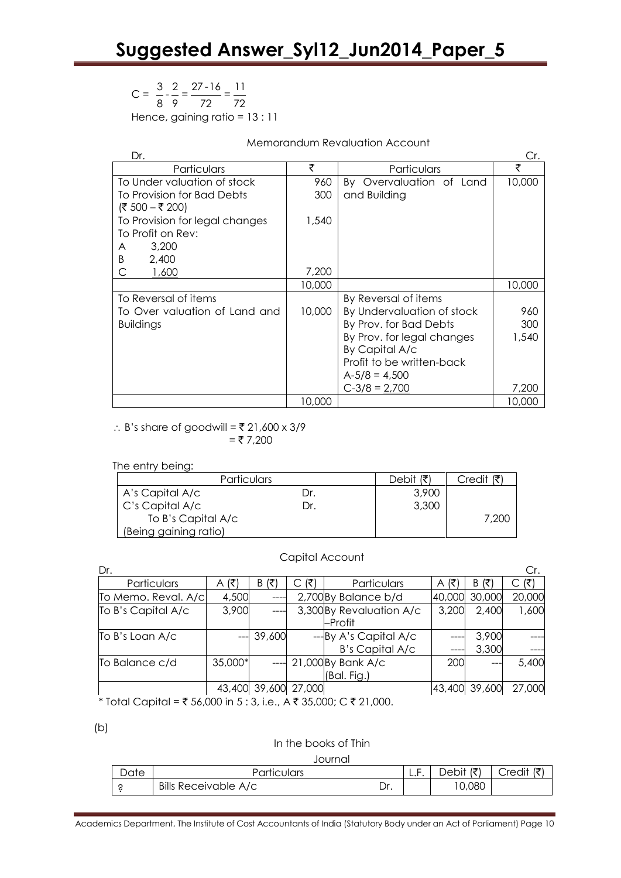$$C = \frac{3}{8} - \frac{2}{9} = \frac{27-16}{72} = \frac{11}{72}$$

Hence, gaining ratio = 13 : 11

Memorandum Revaluation Account

| Dr. Particulars | ₹ | Particulars | Cr. ₹ |
|---|---|---|---|
| To Under valuation of stock | 960 | By Overvaluation of Land and Building | 10,000 |
| To Provision for Bad Debts (₹ 500 – ₹ 200) | 300 | | |
| To Provision for legal changes | 1,540 | | |
| To Profit on Rev: A 3,200 B 2,400 C 1,600 | 7,200 | | |
| | 10,000 | | 10,000 |
| To Reversal of items | | By Reversal of items | |
| To Over valuation of Land and Buildings | 10,000 | By Undervaluation of stock | 960 |
| | | By Prov. for Bad Debts | 300 |
| | | By Prov. for legal changes | 1,540 |
| | | By Capital A/c Profit to be written-back A-5/8 = 4,500 C-3/8 = 2,700 | 7,200 |
| | 10,000 | | 10,000 |

∴ B's share of goodwill = ₹ 21,600 x 3/9
= ₹ 7,200

The entry being:

| Particulars | | Debit (₹) | Credit (₹) |
|---|---|---|---|
| A's Capital A/c | Dr. | 3,900 | |
| C's Capital A/c | Dr. | 3,300 | |
| To B's Capital A/c | | | 7,200 |
| (Being gaining ratio) | | | |

Capital Account

| Dr. Particulars | A (₹) | B (₹) | C (₹) | Particulars | A (₹) | B (₹) | Cr. C (₹) |
|---|---|---|---|---|---|---|---|
| To Memo. Reval. A/c | 4,500 | ---- | 2,700 | By Balance b/d | 40,000 | 30,000 | 20,000 |
| To B's Capital A/c | 3,900 | ---- | 3,300 | By Revaluation A/c –Profit | 3,200 | 2,400 | 1,600 |
| To B's Loan A/c | --- | 39,600 | --- | By A's Capital A/c | ---- | 3,900 | ---- |
| | | | | B's Capital A/c | ---- | 3,300 | ---- |
| To Balance c/d | 35,000* | ---- | 21,000 | By Bank A/c (Bal. Fig.) | 200 | --- | 5,400 |
| | 43,400 | 39,600 | 27,000 | | 43,400 | 39,600 | 27,000 |

* Total Capital = ₹ 56,000 in 5 : 3, i.e., A ₹ 35,000; C ₹ 21,000.

(b)

In the books of Thin

Journal

| Date | Particulars | | L.F. | Debit (₹) | Credit (₹) |
|---|---|---|---|---|---|
| ? | Bills Receivable A/c | Dr. | | 10,080 | |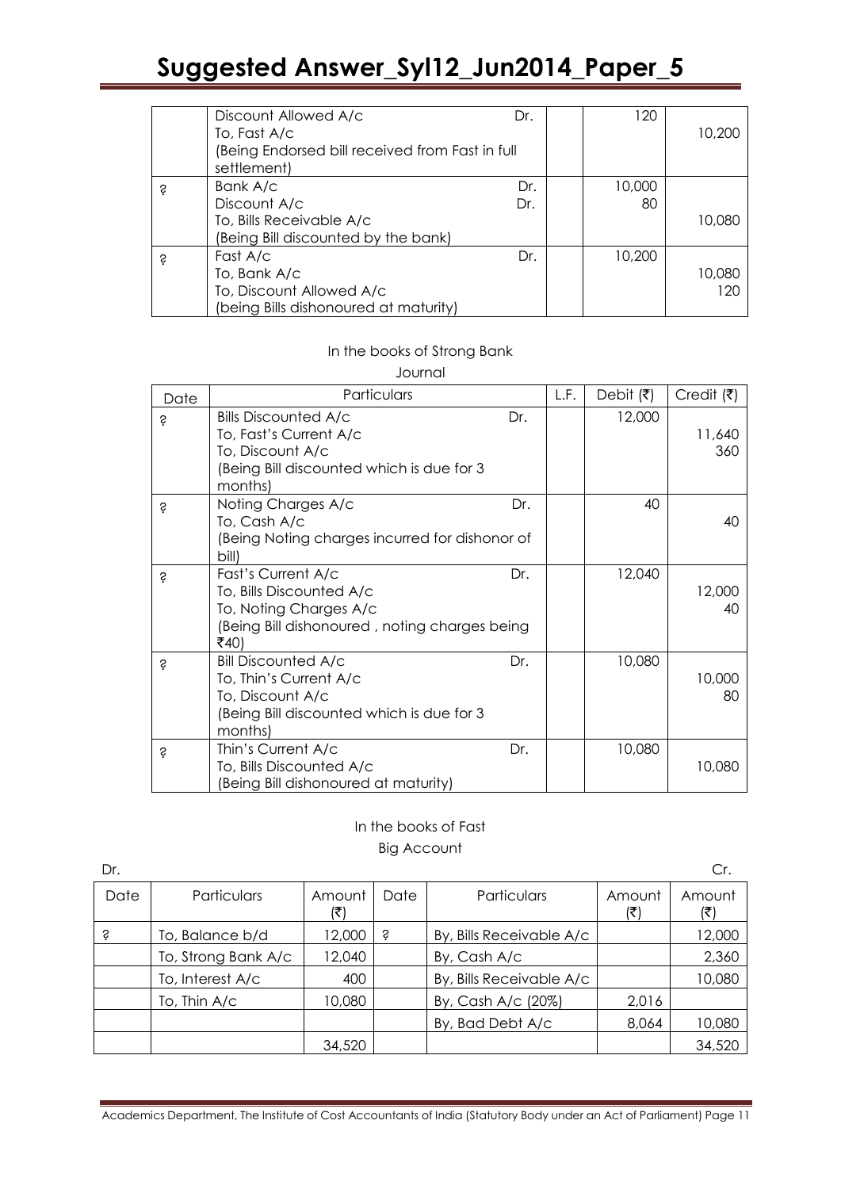| | Discount Allowed A/c Dr.<br>To, Fast A/c<br>(Being Endorsed bill received from Fast in full settlement) | | 120 | 10,200 |
|---|---|---|---|---|
| ? | Bank A/c Dr.<br>Discount A/c Dr.<br>To, Bills Receivable A/c<br>(Being Bill discounted by the bank) | | 10,000<br>80 | 10,080 |
| ? | Fast A/c Dr.<br>To, Bank A/c<br>To, Discount Allowed A/c<br>(being Bills dishonoured at maturity) | | 10,200 | 10,080<br>120 |

In the books of Strong Bank

Journal

| Date | Particulars | L.F. | Debit (₹) | Credit (₹) |
|---|---|---|---|---|
| ? | Bills Discounted A/c Dr.<br>To, Fast's Current A/c<br>To, Discount A/c<br>(Being Bill discounted which is due for 3 months) | | 12,000 | 11,640<br>360 |
| ? | Noting Charges A/c Dr.<br>To, Cash A/c<br>(Being Noting charges incurred for dishonor of bill) | | 40 | 40 |
| ? | Fast's Current A/c Dr.<br>To, Bills Discounted A/c<br>To, Noting Charges A/c<br>(Being Bill dishonoured , noting charges being ₹40) | | 12,040 | 12,000<br>40 |
| ? | Bill Discounted A/c Dr.<br>To, Thin's Current A/c<br>To, Discount A/c<br>(Being Bill discounted which is due for 3 months) | | 10,080 | 10,000<br>80 |
| ? | Thin's Current A/c Dr.<br>To, Bills Discounted A/c<br>(Being Bill dishonoured at maturity) | | 10,080 | 10,080 |

In the books of Fast

Big Account

Dr. Cr.

| Date | Particulars | Amount (₹) | Date | Particulars | Amount (₹) | Amount (₹) |
|---|---|---|---|---|---|---|
| ? | To, Balance b/d | 12,000 | ? | By, Bills Receivable A/c | | 12,000 |
| | To, Strong Bank A/c | 12,040 | | By, Cash A/c | | 2,360 |
| | To, Interest A/c | 400 | | By, Bills Receivable A/c | | 10,080 |
| | To, Thin A/c | 10,080 | | By, Cash A/c (20%) | 2,016 | |
| | | | | By, Bad Debt A/c | 8,064 | 10,080 |
| | | 34,520 | | | | 34,520 |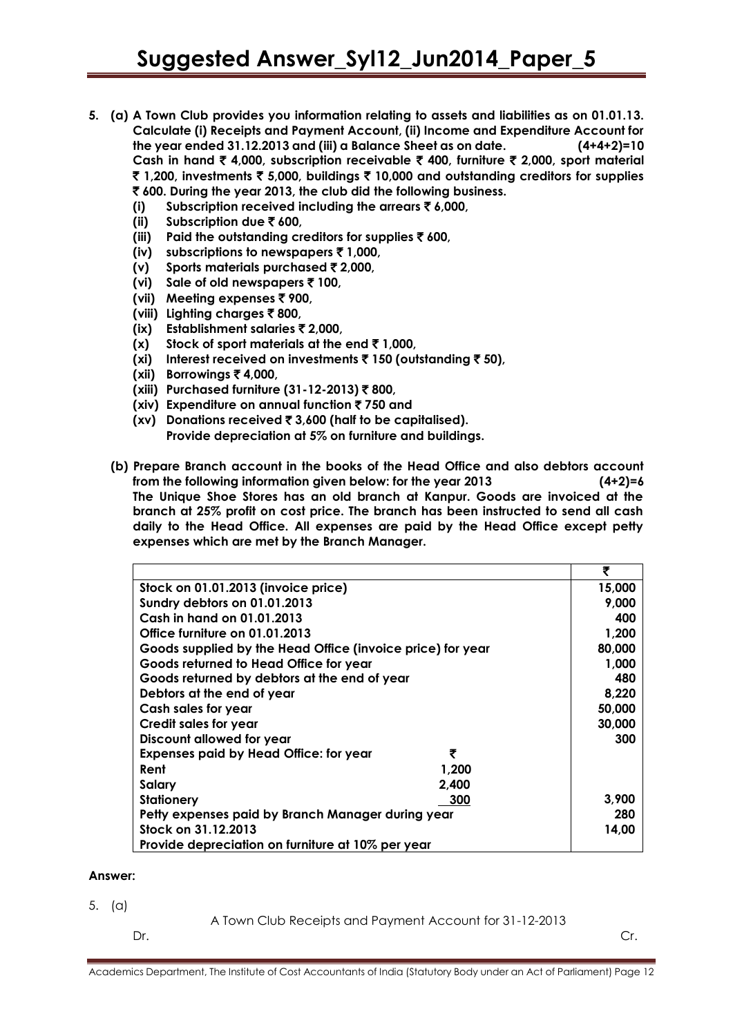**5. (a) A Town Club provides you information relating to assets and liabilities as on 01.01.13. Calculate (i) Receipts and Payment Account, (ii) Income and Expenditure Account for the year ended 31.12.2013 and (iii) a Balance Sheet as on date. (4+4+2)=10**

**Cash in hand ₹ 4,000, subscription receivable ₹ 400, furniture ₹ 2,000, sport material ₹ 1,200, investments ₹ 5,000, buildings ₹ 10,000 and outstanding creditors for supplies ₹ 600. During the year 2013, the club did the following business.**

- **(i) Subscription received including the arrears ₹ 6,000,**
- **(ii) Subscription due ₹ 600,**
- **(iii) Paid the outstanding creditors for supplies ₹ 600,**
- **(iv) subscriptions to newspapers ₹ 1,000,**
- **(v) Sports materials purchased ₹ 2,000,**
- **(vi) Sale of old newspapers ₹ 100,**
- **(vii) Meeting expenses ₹ 900,**
- **(viii) Lighting charges ₹ 800,**
- **(ix) Establishment salaries ₹ 2,000,**
- **(x) Stock of sport materials at the end ₹ 1,000,**
- **(xi) Interest received on investments ₹ 150 (outstanding ₹ 50),**
- **(xii) Borrowings ₹ 4,000,**
- **(xiii) Purchased furniture (31-12-2013) ₹ 800,**
- **(xiv) Expenditure on annual function ₹ 750 and**
- **(xv) Donations received ₹ 3,600 (half to be capitalised).**

**Provide depreciation at 5% on furniture and buildings.**

**(b) Prepare Branch account in the books of the Head Office and also debtors account from the following information given below: for the year 2013 (4+2)=6**

**The Unique Shoe Stores has an old branch at Kanpur. Goods are invoiced at the branch at 25% profit on cost price. The branch has been instructed to send all cash daily to the Head Office. All expenses are paid by the Head Office except petty expenses which are met by the Branch Manager.**

| | | ₹ |
|---|---|---|
| Stock on 01.01.2013 (invoice price) | | 15,000 |
| Sundry debtors on 01.01.2013 | | 9,000 |
| Cash in hand on 01.01.2013 | | 400 |
| Office furniture on 01.01.2013 | | 1,200 |
| Goods supplied by the Head Office (invoice price) for year | | 80,000 |
| Goods returned to Head Office for year | | 1,000 |
| Goods returned by debtors at the end of year | | 480 |
| Debtors at the end of year | | 8,220 |
| Cash sales for year | | 50,000 |
| Credit sales for year | | 30,000 |
| Discount allowed for year | | 300 |
| Expenses paid by Head Office: for year | ₹ | |
| Rent | 1,200 | |
| Salary | 2,400 | |
| Stationery | 300 | 3,900 |
| Petty expenses paid by Branch Manager during year | | 280 |
| Stock on 31.12.2013 | | 14,00 |
| Provide depreciation on furniture at 10% per year | | |

**Answer:**

5. (a)

A Town Club Receipts and Payment Account for 31-12-2013

Dr. Cr.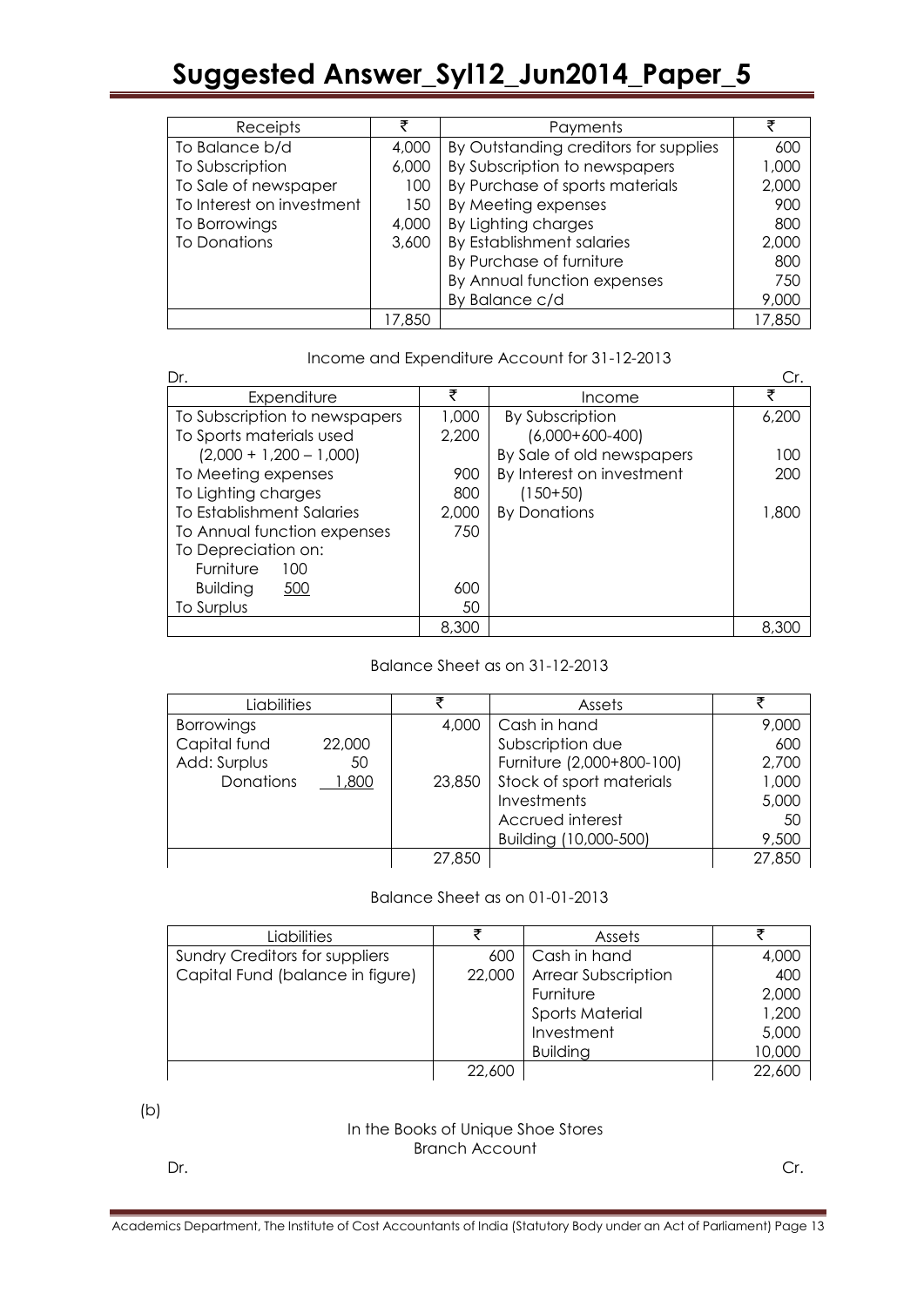| Receipts | ₹ | Payments | ₹ |
|---|---|---|---|
| To Balance b/d | 4,000 | By Outstanding creditors for supplies | 600 |
| To Subscription | 6,000 | By Subscription to newspapers | 1,000 |
| To Sale of newspaper | 100 | By Purchase of sports materials | 2,000 |
| To Interest on investment | 150 | By Meeting expenses | 900 |
| To Borrowings | 4,000 | By Lighting charges | 800 |
| To Donations | 3,600 | By Establishment salaries | 2,000 |
| | | By Purchase of furniture | 800 |
| | | By Annual function expenses | 750 |
| | | By Balance c/d | 9,000 |
| | 17,850 | | 17,850 |

Income and Expenditure Account for 31-12-2013

Dr. Cr.

| Expenditure | ₹ | Income | ₹ |
|---|---|---|---|
| To Subscription to newspapers | 1,000 | By Subscription | 6,200 |
| To Sports materials used | 2,200 | (6,000+600-400) | |
| (2,000 + 1,200 – 1,000) | | By Sale of old newspapers | 100 |
| To Meeting expenses | 900 | By Interest on investment | 200 |
| To Lighting charges | 800 | (150+50) | |
| To Establishment Salaries | 2,000 | By Donations | 1,800 |
| To Annual function expenses | 750 | | |
| To Depreciation on: | | | |
| Furniture 100 | | | |
| Building 500 | 600 | | |
| To Surplus | 50 | | |
| | 8,300 | | 8,300 |

Balance Sheet as on 31-12-2013

| Liabilities | | ₹ | Assets | ₹ |
|---|---|---|---|---|
| Borrowings | | 4,000 | Cash in hand | 9,000 |
| Capital fund | 22,000 | | Subscription due | 600 |
| Add: Surplus | 50 | | Furniture (2,000+800-100) | 2,700 |
| Donations | 1,800 | 23,850 | Stock of sport materials | 1,000 |
| | | | Investments | 5,000 |
| | | | Accrued interest | 50 |
| | | | Building (10,000-500) | 9,500 |
| | | 27,850 | | 27,850 |

Balance Sheet as on 01-01-2013

| Liabilities | ₹ | Assets | ₹ |
|---|---|---|---|
| Sundry Creditors for suppliers | 600 | Cash in hand | 4,000 |
| Capital Fund (balance in figure) | 22,000 | Arrear Subscription | 400 |
| | | Furniture | 2,000 |
| | | Sports Material | 1,200 |
| | | Investment | 5,000 |
| | | Building | 10,000 |
| | 22,600 | | 22,600 |

(b)

In the Books of Unique Shoe Stores
Branch Account

Dr. Cr.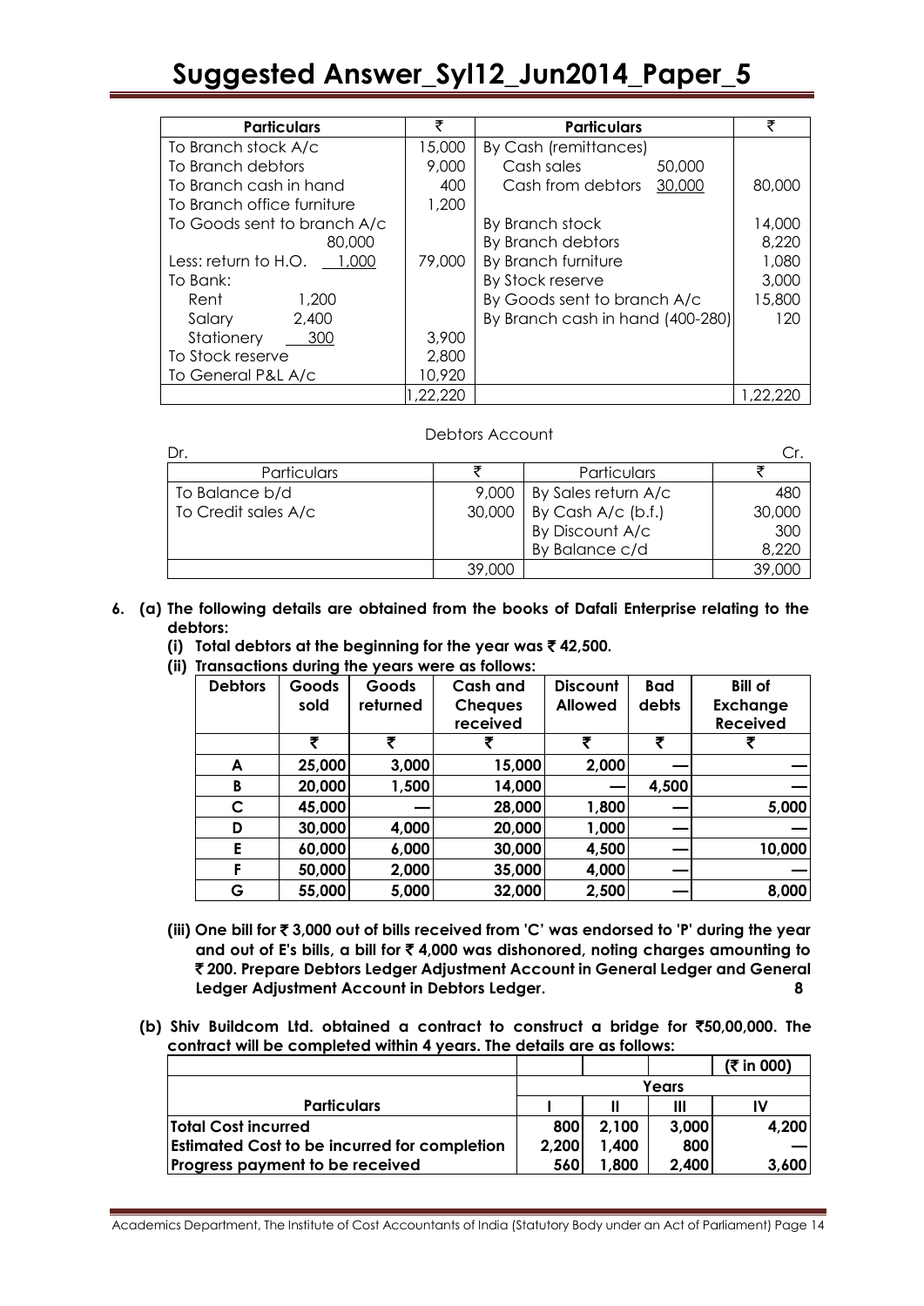| Particulars | ₹ | Particulars | ₹ |
|---|---|---|---|
| To Branch stock A/c | 15,000 | By Cash (remittances) | |
| To Branch debtors | 9,000 | Cash sales 50,000 | |
| To Branch cash in hand | 400 | Cash from debtors 30,000 | 80,000 |
| To Branch office furniture | 1,200 | | |
| To Goods sent to branch A/c 80,000 | | By Branch stock | 14,000 |
| Less: return to H.O. 1,000 | 79,000 | By Branch debtors | 8,220 |
| To Bank: | | By Branch furniture | 1,080 |
| Rent 1,200 | | By Stock reserve | 3,000 |
| Salary 2,400 | | By Goods sent to branch A/c | 15,800 |
| Stationery 300 | 3,900 | By Branch cash in hand (400-280) | 120 |
| To Stock reserve | 2,800 | | |
| To General P&L A/c | 10,920 | | |
| | 1,22,220 | | 1,22,220 |

Debtors Account

Dr. Cr.

| Particulars | ₹ | Particulars | ₹ |
|---|---|---|---|
| To Balance b/d | 9,000 | By Sales return A/c | 480 |
| To Credit sales A/c | 30,000 | By Cash A/c (b.f.) | 30,000 |
| | | By Discount A/c | 300 |
| | | By Balance c/d | 8,220 |
| | 39,000 | | 39,000 |

**6. (a) The following details are obtained from the books of Dafali Enterprise relating to the debtors:**

**(i) Total debtors at the beginning for the year was ₹ 42,500.**

**(ii) Transactions during the years were as follows:**

| Debtors | Goods sold | Goods returned | Cash and Cheques received | Discount Allowed | Bad debts | Bill of Exchange Received |
|---|---|---|---|---|---|---|
| | ₹ | ₹ | ₹ | ₹ | ₹ | ₹ |
| A | 25,000 | 3,000 | 15,000 | 2,000 | — | — |
| B | 20,000 | 1,500 | 14,000 | — | 4,500 | — |
| C | 45,000 | — | 28,000 | 1,800 | — | 5,000 |
| D | 30,000 | 4,000 | 20,000 | 1,000 | — | — |
| E | 60,000 | 6,000 | 30,000 | 4,500 | — | 10,000 |
| F | 50,000 | 2,000 | 35,000 | 4,000 | — | — |
| G | 55,000 | 5,000 | 32,000 | 2,500 | — | 8,000 |

**(iii) One bill for ₹ 3,000 out of bills received from 'C' was endorsed to 'P' during the year and out of E's bills, a bill for ₹ 4,000 was dishonored, noting charges amounting to ₹ 200. Prepare Debtors Ledger Adjustment Account in General Ledger and General Ledger Adjustment Account in Debtors Ledger.** **8**

**(b) Shiv Buildcom Ltd. obtained a contract to construct a bridge for ₹50,00,000. The contract will be completed within 4 years. The details are as follows:**

| | | | | (₹ in 000) |
|---|---|---|---|---|
| | Years | | | |
| **Particulars** | **I** | **II** | **III** | **IV** |
| **Total Cost incurred** | 800 | 2,100 | 3,000 | 4,200 |
| **Estimated Cost to be incurred for completion** | 2,200 | 1,400 | 800 | — |
| **Progress payment to be received** | 560 | 1,800 | 2,400 | 3,600 |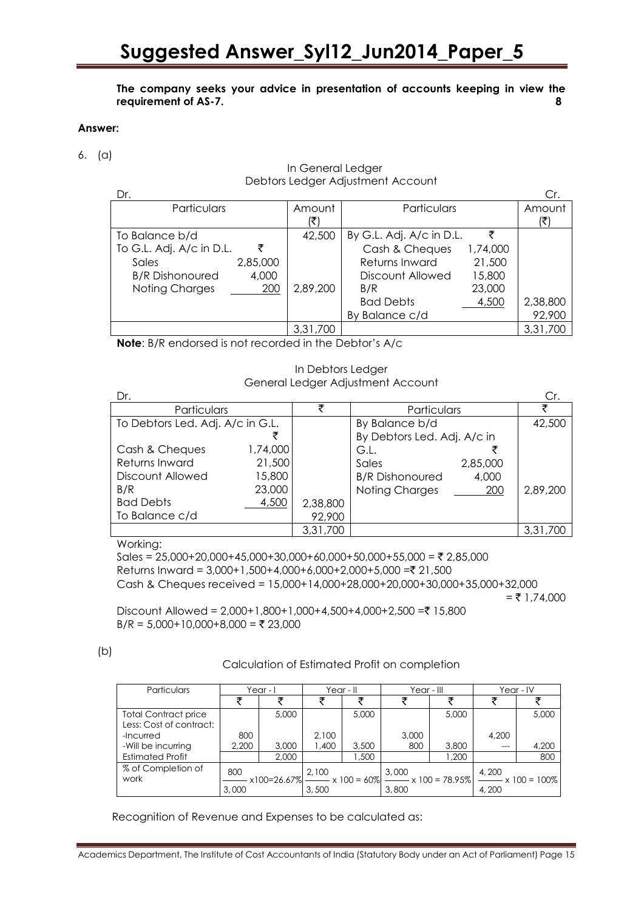# Suggested Answer_Syl12_Jun2014_Paper_5

**The company seeks your advice in presentation of accounts keeping in view the requirement of AS-7.** **8**

**Answer:**

6. (a)

In General Ledger
Debtors Ledger Adjustment Account

| Dr. Particulars | | Amount (₹) | Particulars | | Cr. Amount (₹) |
|---|---|---|---|---|---|
| To Balance b/d | | 42,500 | By G.L. Adj. A/c in D.L. | ₹ | |
| To G.L. Adj. A/c in D.L. | ₹ | | Cash & Cheques | 1,74,000 | |
| Sales | 2,85,000 | | Returns Inward | 21,500 | |
| B/R Dishonoured | 4,000 | | Discount Allowed | 15,800 | |
| Noting Charges | 200 | 2,89,200 | B/R | 23,000 | |
| | | | Bad Debts | 4,500 | 2,38,800 |
| | | | By Balance c/d | | 92,900 |
| | | 3,31,700 | | | 3,31,700 |

**Note**: B/R endorsed is not recorded in the Debtor's A/c

In Debtors Ledger
General Ledger Adjustment Account

| Dr. Particulars | | ₹ | Particulars | | Cr. ₹ |
|---|---|---|---|---|---|
| To Debtors Led. Adj. A/c in G.L. | | | By Balance b/d | | 42,500 |
| | ₹ | | By Debtors Led. Adj. A/c in | | |
| Cash & Cheques | 1,74,000 | | G.L. | ₹ | |
| Returns Inward | 21,500 | | Sales | 2,85,000 | |
| Discount Allowed | 15,800 | | B/R Dishonoured | 4,000 | |
| B/R | 23,000 | | Noting Charges | 200 | 2,89,200 |
| Bad Debts | 4,500 | 2,38,800 | | | |
| To Balance c/d | | 92,900 | | | |
| | | 3,31,700 | | | 3,31,700 |

Working:

Sales = 25,000+20,000+45,000+30,000+60,000+50,000+55,000 = ₹ 2,85,000

Returns Inward = 3,000+1,500+4,000+6,000+2,000+5,000 =₹ 21,500

Cash & Cheques received = 15,000+14,000+28,000+20,000+30,000+35,000+32,000 = ₹ 1,74,000

Discount Allowed = 2,000+1,800+1,000+4,500+4,000+2,500 =₹ 15,800

B/R = 5,000+10,000+8,000 = ₹ 23,000

(b)

Calculation of Estimated Profit on completion

| Particulars | Year - I | | Year - II | | Year - III | | Year - IV | |
|---|---|---|---|---|---|---|---|---|
| | ₹ | ₹ | ₹ | ₹ | ₹ | ₹ | ₹ | ₹ |
| Total Contract price | | 5,000 | | 5,000 | | 5,000 | | 5,000 |
| Less: Cost of contract: | | | | | | | | |
| -Incurred | 800 | | 2,100 | | 3,000 | | 4,200 | |
| -Will be incurring | 2,200 | 3,000 | 1,400 | 3,500 | 800 | 3,800 | --- | 4,200 |
| Estimated Profit | | 2,000 | | 1,500 | | 1,200 | | 800 |
| % of Completion of work | $\frac{800}{3,000} \times 100 = 26.67\%$ | | $\frac{2,100}{3,500} \times 100 = 60\%$ | | $\frac{3,000}{3,800} \times 100 = 78.95\%$ | | $\frac{4,200}{4,200} \times 100 = 100\%$ | |

Recognition of Revenue and Expenses to be calculated as: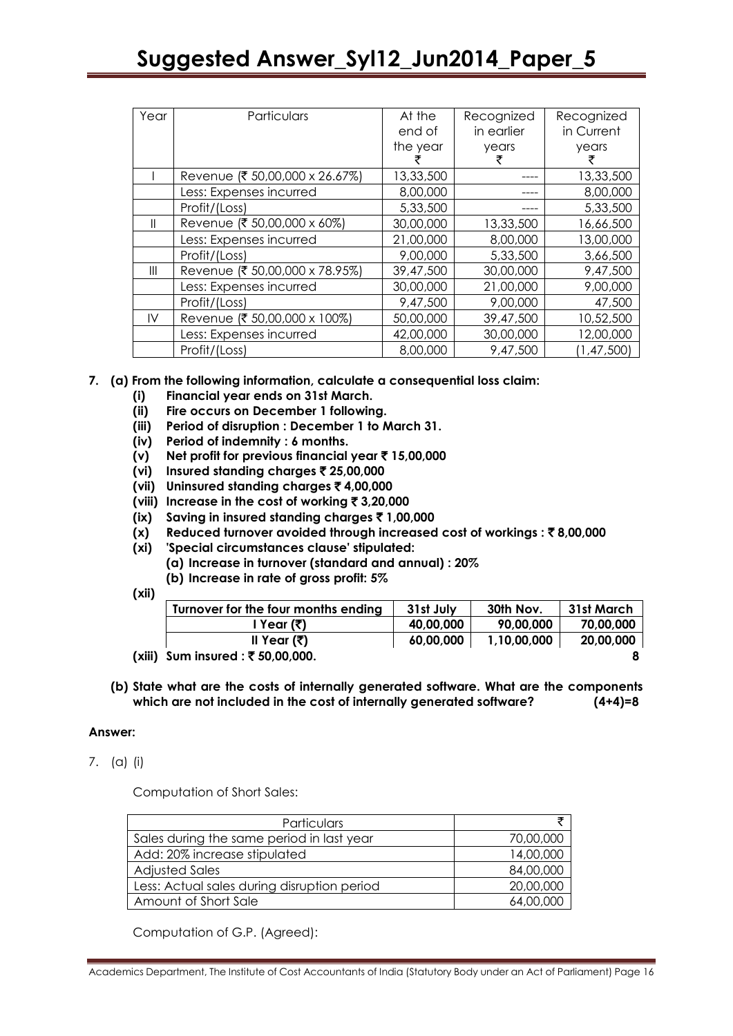| Year | Particulars | At the end of the year ₹ | Recognized in earlier years ₹ | Recognized in Current years ₹ |
|---|---|---|---|---|
| I | Revenue (₹ 50,00,000 x 26.67%) | 13,33,500 | ---- | 13,33,500 |
| | Less: Expenses incurred | 8,00,000 | ---- | 8,00,000 |
| | Profit/(Loss) | 5,33,500 | ---- | 5,33,500 |
| II | Revenue (₹ 50,00,000 x 60%) | 30,00,000 | 13,33,500 | 16,66,500 |
| | Less: Expenses incurred | 21,00,000 | 8,00,000 | 13,00,000 |
| | Profit/(Loss) | 9,00,000 | 5,33,500 | 3,66,500 |
| III | Revenue (₹ 50,00,000 x 78.95%) | 39,47,500 | 30,00,000 | 9,47,500 |
| | Less: Expenses incurred | 30,00,000 | 21,00,000 | 9,00,000 |
| | Profit/(Loss) | 9,47,500 | 9,00,000 | 47,500 |
| IV | Revenue (₹ 50,00,000 x 100%) | 50,00,000 | 39,47,500 | 10,52,500 |
| | Less: Expenses incurred | 42,00,000 | 30,00,000 | 12,00,000 |
| | Profit/(Loss) | 8,00,000 | 9,47,500 | (1,47,500) |

**7. (a) From the following information, calculate a consequential loss claim:**

**(i) Financial year ends on 31st March.**

**(ii) Fire occurs on December 1 following.**

**(iii) Period of disruption : December 1 to March 31.**

**(iv) Period of indemnity : 6 months.**

**(v) Net profit for previous financial year ₹ 15,00,000**

**(vi) Insured standing charges ₹ 25,00,000**

**(vii) Uninsured standing charges ₹ 4,00,000**

**(viii) Increase in the cost of working ₹ 3,20,000**

**(ix) Saving in insured standing charges ₹ 1,00,000**

**(x) Reduced turnover avoided through increased cost of workings : ₹ 8,00,000**

**(xi) 'Special circumstances clause' stipulated:**

**(a) Increase in turnover (standard and annual) : 20%**

**(b) Increase in rate of gross profit: 5%**

**(xii)**

| Turnover for the four months ending | 31st July | 30th Nov. | 31st March |
|---|---|---|---|
| I Year (₹) | 40,00,000 | 90,00,000 | 70,00,000 |
| II Year (₹) | 60,00,000 | 1,10,00,000 | 20,00,000 |

**(xiii) Sum insured : ₹ 50,00,000.** **8**

**(b) State what are the costs of internally generated software. What are the components which are not included in the cost of internally generated software? (4+4)=8**

**Answer:**

7. (a) (i)

Computation of Short Sales:

| Particulars | ₹ |
|---|---|
| Sales during the same period in last year | 70,00,000 |
| Add: 20% increase stipulated | 14,00,000 |
| Adjusted Sales | 84,00,000 |
| Less: Actual sales during disruption period | 20,00,000 |
| Amount of Short Sale | 64,00,000 |

Computation of G.P. (Agreed):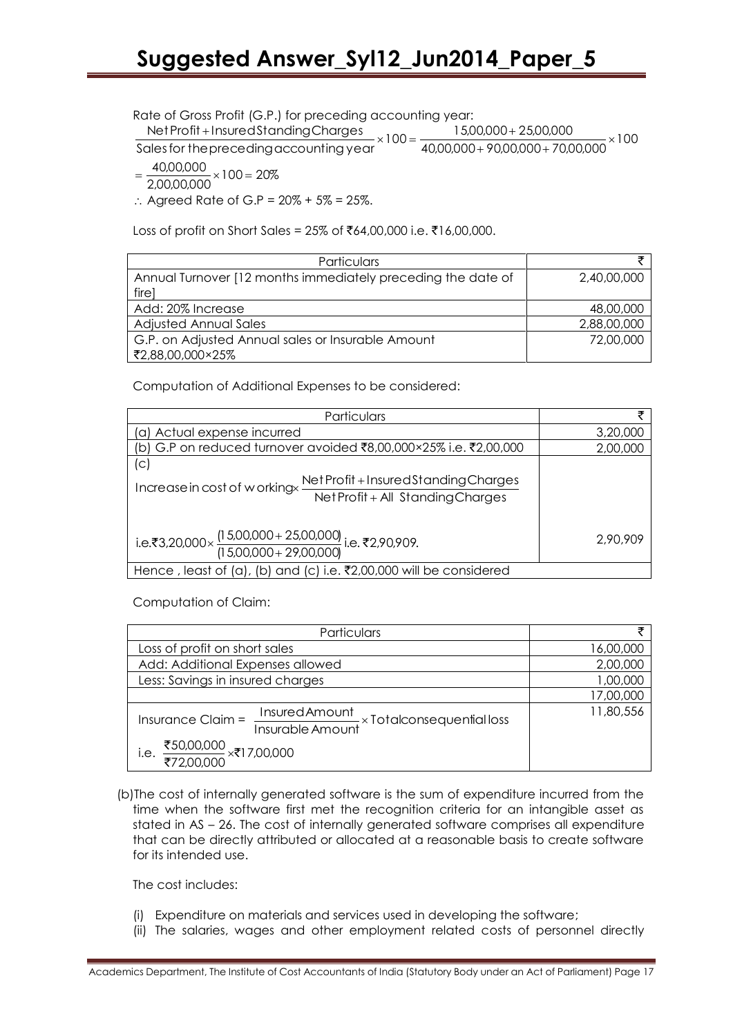Rate of Gross Profit (G.P.) for preceding accounting year:

$$\frac{\text{Net Profit} + \text{Insured Standing Charges}}{\text{Sales for the preceding accounting year}} \times 100 = \frac{15{,}00{,}000 + 25{,}00{,}000}{40{,}00{,}000 + 90{,}00{,}000 + 70{,}00{,}000} \times 100$$

$$= \frac{40{,}00{,}000}{2{,}00{,}00{,}000} \times 100 = 20\%$$

$\therefore$ Agreed Rate of G.P = 20% + 5% = 25%.

Loss of profit on Short Sales = 25% of ₹64,00,000 i.e. ₹16,00,000.

| Particulars | ₹ |
|---|---|
| Annual Turnover [12 months immediately preceding the date of fire] | 2,40,00,000 |
| Add: 20% Increase | 48,00,000 |
| Adjusted Annual Sales | 2,88,00,000 |
| G.P. on Adjusted Annual sales or Insurable Amount ₹2,88,00,000×25% | 72,00,000 |

Computation of Additional Expenses to be considered:

| Particulars | ₹ |
|---|---|
| (a) Actual expense incurred | 3,20,000 |
| (b) G.P on reduced turnover avoided ₹8,00,000×25% i.e. ₹2,00,000 | 2,00,000 |
| (c) Increase in cost of working $\times \frac{\text{Net Profit} + \text{Insured Standing Charges}}{\text{Net Profit} + \text{All Standing Charges}}$ i.e. ₹3,20,000 $\times \frac{(15{,}00{,}000 + 25{,}00{,}000)}{(15{,}00{,}000 + 29{,}00{,}000)}$ i.e. ₹2,90,909. | 2,90,909 |
| Hence , least of (a), (b) and (c) i.e. ₹2,00,000 will be considered | |

Computation of Claim:

| Particulars | ₹ |
|---|---|
| Loss of profit on short sales | 16,00,000 |
| Add: Additional Expenses allowed | 2,00,000 |
| Less: Savings in insured charges | 1,00,000 |
| | 17,00,000 |
| Insurance Claim = $\frac{\text{Insured Amount}}{\text{Insurable Amount}} \times \text{Total consequential loss}$ i.e. $\frac{₹50{,}00{,}000}{₹72{,}00{,}000} \times ₹17{,}00{,}000$ | 11,80,556 |

(b) The cost of internally generated software is the sum of expenditure incurred from the time when the software first met the recognition criteria for an intangible asset as stated in AS – 26. The cost of internally generated software comprises all expenditure that can be directly attributed or allocated at a reasonable basis to create software for its intended use.

The cost includes:

(i) Expenditure on materials and services used in developing the software;

(ii) The salaries, wages and other employment related costs of personnel directly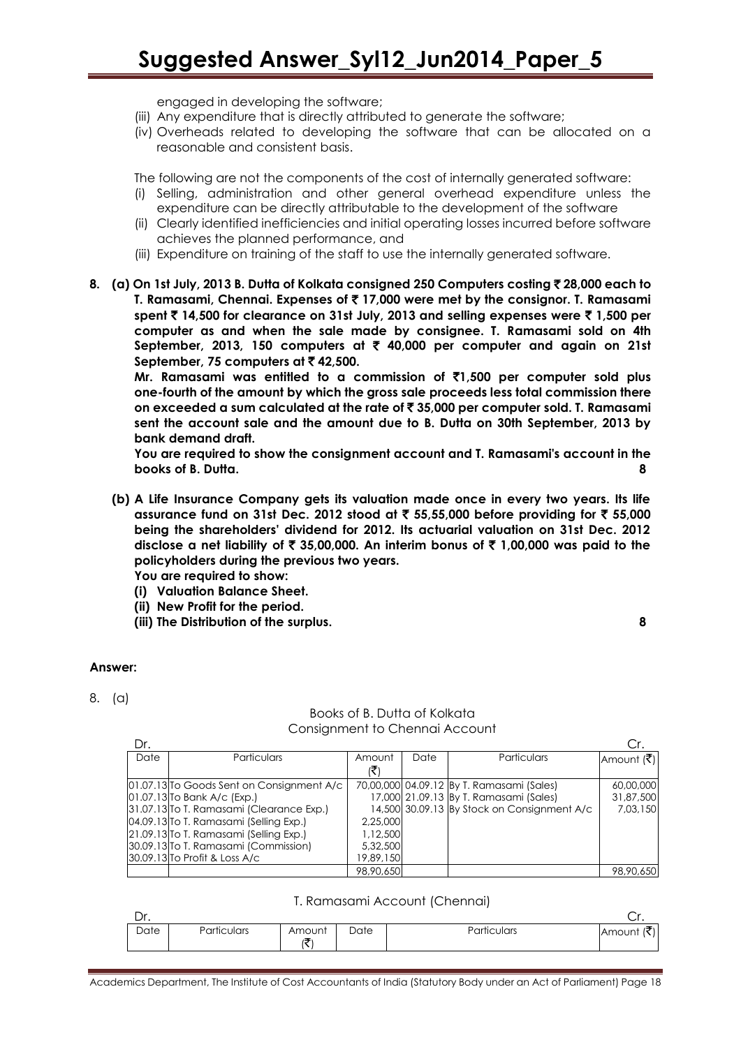engaged in developing the software;

(iii) Any expenditure that is directly attributed to generate the software;

(iv) Overheads related to developing the software that can be allocated on a reasonable and consistent basis.

The following are not the components of the cost of internally generated software:

(i) Selling, administration and other general overhead expenditure unless the expenditure can be directly attributable to the development of the software

(ii) Clearly identified inefficiencies and initial operating losses incurred before software achieves the planned performance, and

(iii) Expenditure on training of the staff to use the internally generated software.

**8. (a) On 1st July, 2013 B. Dutta of Kolkata consigned 250 Computers costing ₹ 28,000 each to T. Ramasami, Chennai. Expenses of ₹ 17,000 were met by the consignor. T. Ramasami spent ₹ 14,500 for clearance on 31st July, 2013 and selling expenses were ₹ 1,500 per computer as and when the sale made by consignee. T. Ramasami sold on 4th September, 2013, 150 computers at ₹ 40,000 per computer and again on 21st September, 75 computers at ₹ 42,500.**

**Mr. Ramasami was entitled to a commission of ₹1,500 per computer sold plus one-fourth of the amount by which the gross sale proceeds less total commission there on exceeded a sum calculated at the rate of ₹ 35,000 per computer sold. T. Ramasami sent the account sale and the amount due to B. Dutta on 30th September, 2013 by bank demand draft.**

**You are required to show the consignment account and T. Ramasami's account in the books of B. Dutta.** **8**

**(b) A Life Insurance Company gets its valuation made once in every two years. Its life assurance fund on 31st Dec. 2012 stood at ₹ 55,55,000 before providing for ₹ 55,000 being the shareholders' dividend for 2012. Its actuarial valuation on 31st Dec. 2012 disclose a net liability of ₹ 35,00,000. An interim bonus of ₹ 1,00,000 was paid to the policyholders during the previous two years.**

**You are required to show:**

**(i) Valuation Balance Sheet.**

**(ii) New Profit for the period.**

**(iii) The Distribution of the surplus.** **8**

**Answer:**

8. (a)

Books of B. Dutta of Kolkata

Consignment to Chennai Account

| Dr. | | | | | Cr. |
|---|---|---|---|---|---|
| Date | Particulars | Amount (₹) | Date | Particulars | Amount (₹) |
| 01.07.13 | To Goods Sent on Consignment A/c | 70,00,000 | 04.09.12 | By T. Ramasami (Sales) | 60,00,000 |
| 01.07.13 | To Bank A/c (Exp.) | 17,000 | 21.09.13 | By T. Ramasami (Sales) | 31,87,500 |
| 31.07.13 | To T. Ramasami (Clearance Exp.) | 14,500 | 30.09.13 | By Stock on Consignment A/c | 7,03,150 |
| 04.09.13 | To T. Ramasami (Selling Exp.) | 2,25,000 | | | |
| 21.09.13 | To T. Ramasami (Selling Exp.) | 1,12,500 | | | |
| 30.09.13 | To T. Ramasami (Commission) | 5,32,500 | | | |
| 30.09.13 | To Profit & Loss A/c | 19,89,150 | | | |
| | | 98,90,650 | | | 98,90,650 |

T. Ramasami Account (Chennai)

| Dr. | | | | | Cr. |
|---|---|---|---|---|---|
| Date | Particulars | Amount (₹) | Date | Particulars | Amount (₹) |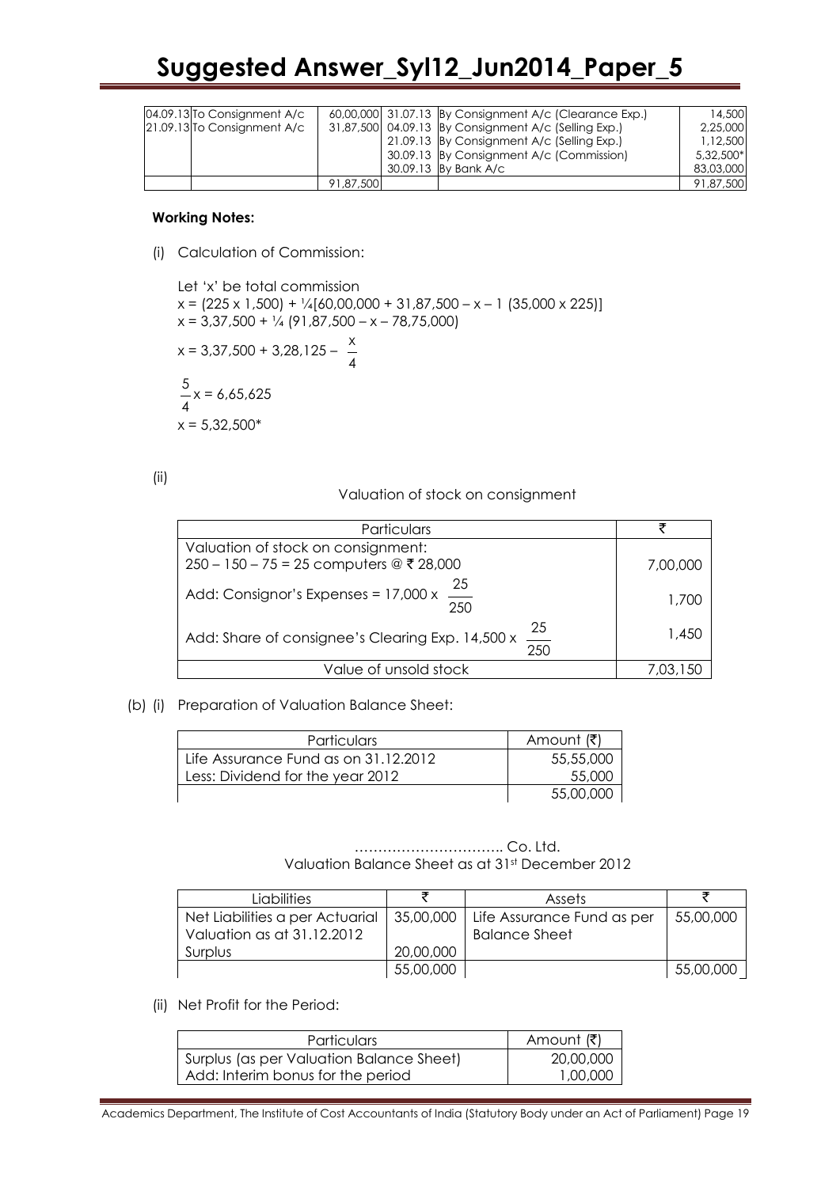| | | | | | |
|---|---|---|---|---|---|
| 04.09.13 | To Consignment A/c | 60,00,000 | 31.07.13 | By Consignment A/c (Clearance Exp.) | 14,500 |
| 21.09.13 | To Consignment A/c | 31,87,500 | 04.09.13 | By Consignment A/c (Selling Exp.) | 2,25,000 |
| | | | 21.09.13 | By Consignment A/c (Selling Exp.) | 1,12,500 |
| | | | 30.09.13 | By Consignment A/c (Commission) | 5,32,500* |
| | | | 30.09.13 | By Bank A/c | 83,03,000 |
| | | 91,87,500 | | | 91,87,500 |

**Working Notes:**

(i) Calculation of Commission:

Let 'x' be total commission

$x = (225 \times 1{,}500) + \frac{1}{4}[60{,}00{,}000 + 31{,}87{,}500 - x - 1\ (35{,}000 \times 225)]$

$x = 3{,}37{,}500 + \frac{1}{4}\ (91{,}87{,}500 - x - 78{,}75{,}000)$

$x = 3{,}37{,}500 + 3{,}28{,}125 - \frac{x}{4}$

$\frac{5}{4}x = 6{,}65{,}625$

$x = 5{,}32{,}500$*

(ii)

Valuation of stock on consignment

| Particulars | ₹ |
|---|---|
| Valuation of stock on consignment: $250 - 150 - 75 = 25$ computers @ ₹ 28,000 | 7,00,000 |
| Add: Consignor's Expenses = $17{,}000 \times \frac{25}{250}$ | 1,700 |
| Add: Share of consignee's Clearing Exp. $14{,}500 \times \frac{25}{250}$ | 1,450 |
| Value of unsold stock | 7,03,150 |

(b) (i) Preparation of Valuation Balance Sheet:

| Particulars | Amount (₹) |
|---|---|
| Life Assurance Fund as on 31.12.2012 | 55,55,000 |
| Less: Dividend for the year 2012 | 55,000 |
| | 55,00,000 |

………………………….. Co. Ltd.

Valuation Balance Sheet as at 31st December 2012

| Liabilities | ₹ | Assets | ₹ |
|---|---|---|---|
| Net Liabilities a per Actuarial Valuation as at 31.12.2012 | 35,00,000 | Life Assurance Fund as per Balance Sheet | 55,00,000 |
| Surplus | 20,00,000 | | |
| | 55,00,000 | | 55,00,000 |

(ii) Net Profit for the Period:

| Particulars | Amount (₹) |
|---|---|
| Surplus (as per Valuation Balance Sheet) | 20,00,000 |
| Add: Interim bonus for the period | 1,00,000 |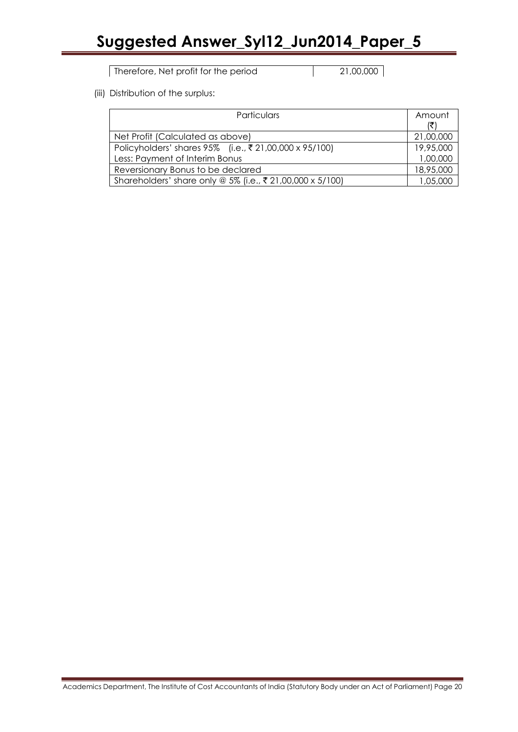| | |
|---|---|
| Therefore, Net profit for the period | 21,00,000 |

(iii) Distribution of the surplus:

| Particulars | Amount (₹) |
|---|---|
| Net Profit (Calculated as above) | 21,00,000 |
| Policyholders' shares 95% (i.e., ₹ 21,00,000 x 95/100) | 19,95,000 |
| Less: Payment of Interim Bonus | 1,00,000 |
| Reversionary Bonus to be declared | 18,95,000 |
| Shareholders' share only @ 5% (i.e., ₹ 21,00,000 x 5/100) | 1,05,000 |